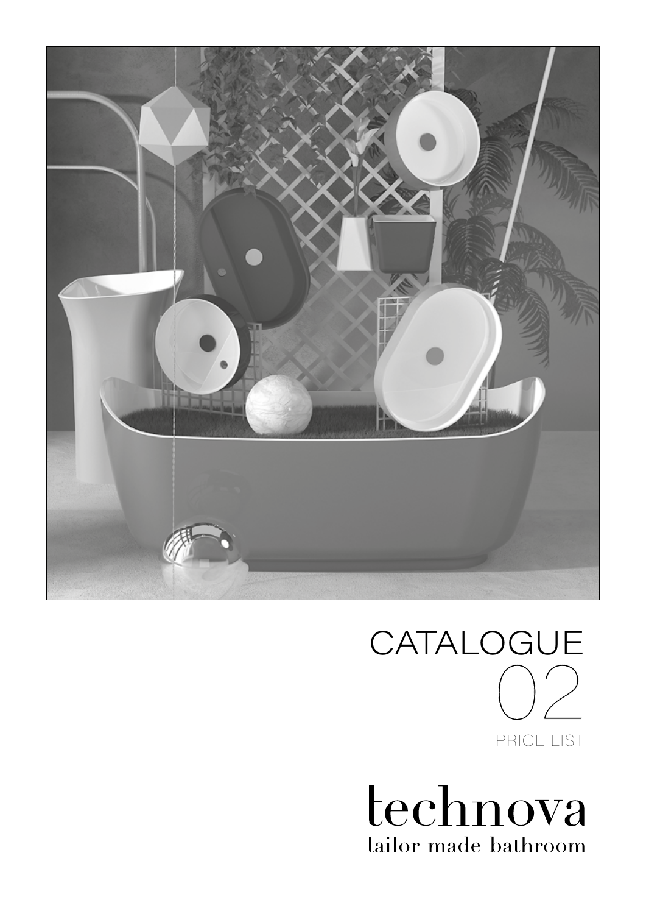# CATALOGUE

# 02

PRICE LIST

# technova

tailor made bathroom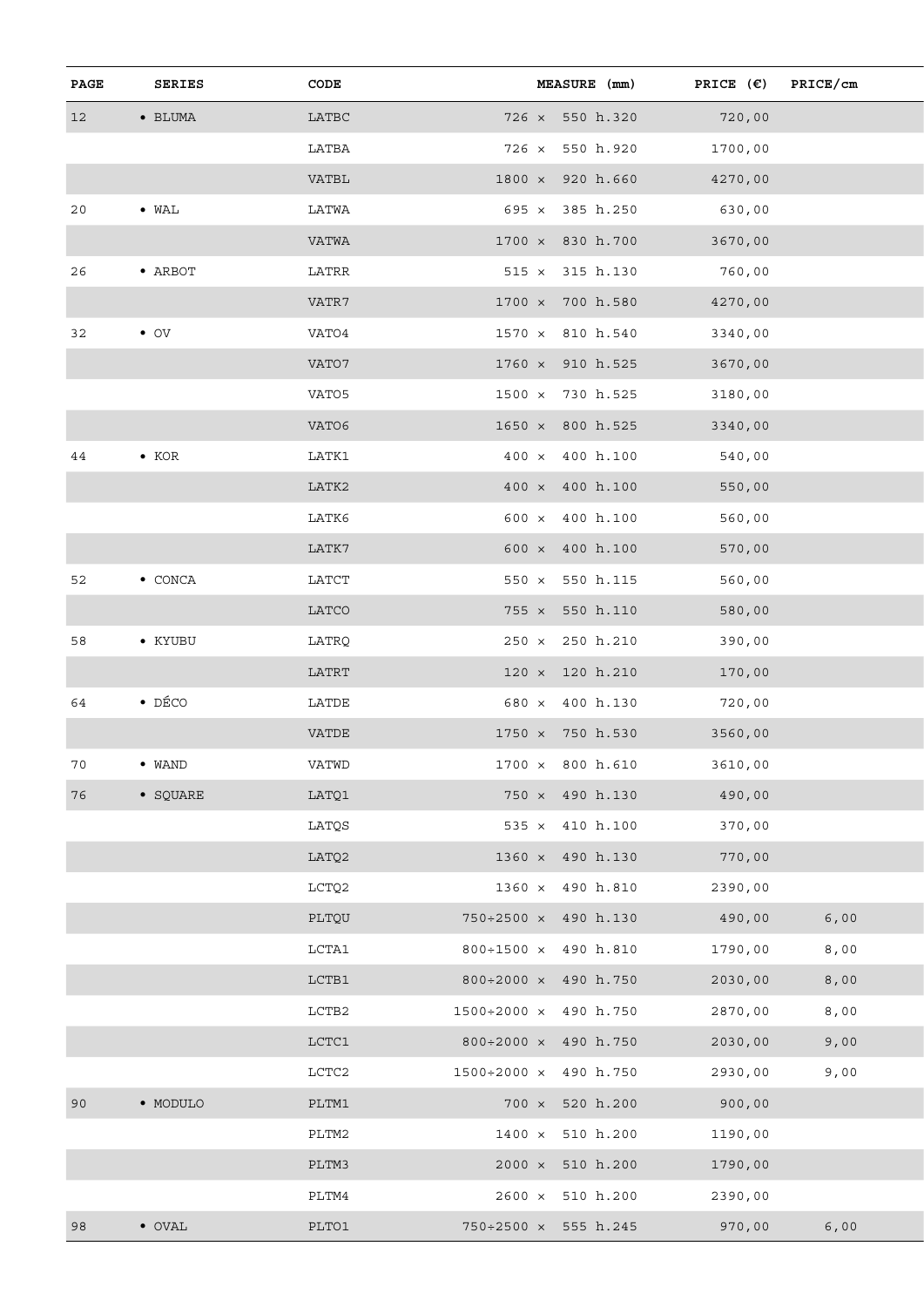| PAGE | SERIES | CODE | MEASURE (mm) | PRICE (€) | PRICE/cm |
|---|---|---|---|---|---|
| 12 | • BLUMA | LATBC | 726 × 550 h.320 | 720,00 | |
| | | LATBA | 726 × 550 h.920 | 1700,00 | |
| | | VATBL | 1800 × 920 h.660 | 4270,00 | |
| 20 | • WAL | LATWA | 695 × 385 h.250 | 630,00 | |
| | | VATWA | 1700 × 830 h.700 | 3670,00 | |
| 26 | • ARBOT | LATRR | 515 × 315 h.130 | 760,00 | |
| | | VATR7 | 1700 × 700 h.580 | 4270,00 | |
| 32 | • OV | VATO4 | 1570 × 810 h.540 | 3340,00 | |
| | | VATO7 | 1760 × 910 h.525 | 3670,00 | |
| | | VATO5 | 1500 × 730 h.525 | 3180,00 | |
| | | VATO6 | 1650 × 800 h.525 | 3340,00 | |
| 44 | • KOR | LATK1 | 400 × 400 h.100 | 540,00 | |
| | | LATK2 | 400 × 400 h.100 | 550,00 | |
| | | LATK6 | 600 × 400 h.100 | 560,00 | |
| | | LATK7 | 600 × 400 h.100 | 570,00 | |
| 52 | • CONCA | LATCT | 550 × 550 h.115 | 560,00 | |
| | | LATCO | 755 × 550 h.110 | 580,00 | |
| 58 | • KYUBU | LATRQ | 250 × 250 h.210 | 390,00 | |
| | | LATRT | 120 × 120 h.210 | 170,00 | |
| 64 | • DÉCO | LATDE | 680 × 400 h.130 | 720,00 | |
| | | VATDE | 1750 × 750 h.530 | 3560,00 | |
| 70 | • WAND | VATWD | 1700 × 800 h.610 | 3610,00 | |
| 76 | • SQUARE | LATQ1 | 750 × 490 h.130 | 490,00 | |
| | | LATQS | 535 × 410 h.100 | 370,00 | |
| | | LATQ2 | 1360 × 490 h.130 | 770,00 | |
| | | LCTQ2 | 1360 × 490 h.810 | 2390,00 | |
| | | PLTQU | 750÷2500 × 490 h.130 | 490,00 | 6,00 |
| | | LCTA1 | 800÷1500 × 490 h.810 | 1790,00 | 8,00 |
| | | LCTB1 | 800÷2000 × 490 h.750 | 2030,00 | 8,00 |
| | | LCTB2 | 1500÷2000 × 490 h.750 | 2870,00 | 8,00 |
| | | LCTC1 | 800÷2000 × 490 h.750 | 2030,00 | 9,00 |
| | | LCTC2 | 1500÷2000 × 490 h.750 | 2930,00 | 9,00 |
| 90 | • MODULO | PLTM1 | 700 × 520 h.200 | 900,00 | |
| | | PLTM2 | 1400 × 510 h.200 | 1190,00 | |
| | | PLTM3 | 2000 × 510 h.200 | 1790,00 | |
| | | PLTM4 | 2600 × 510 h.200 | 2390,00 | |
| 98 | • OVAL | PLTO1 | 750÷2500 × 555 h.245 | 970,00 | 6,00 |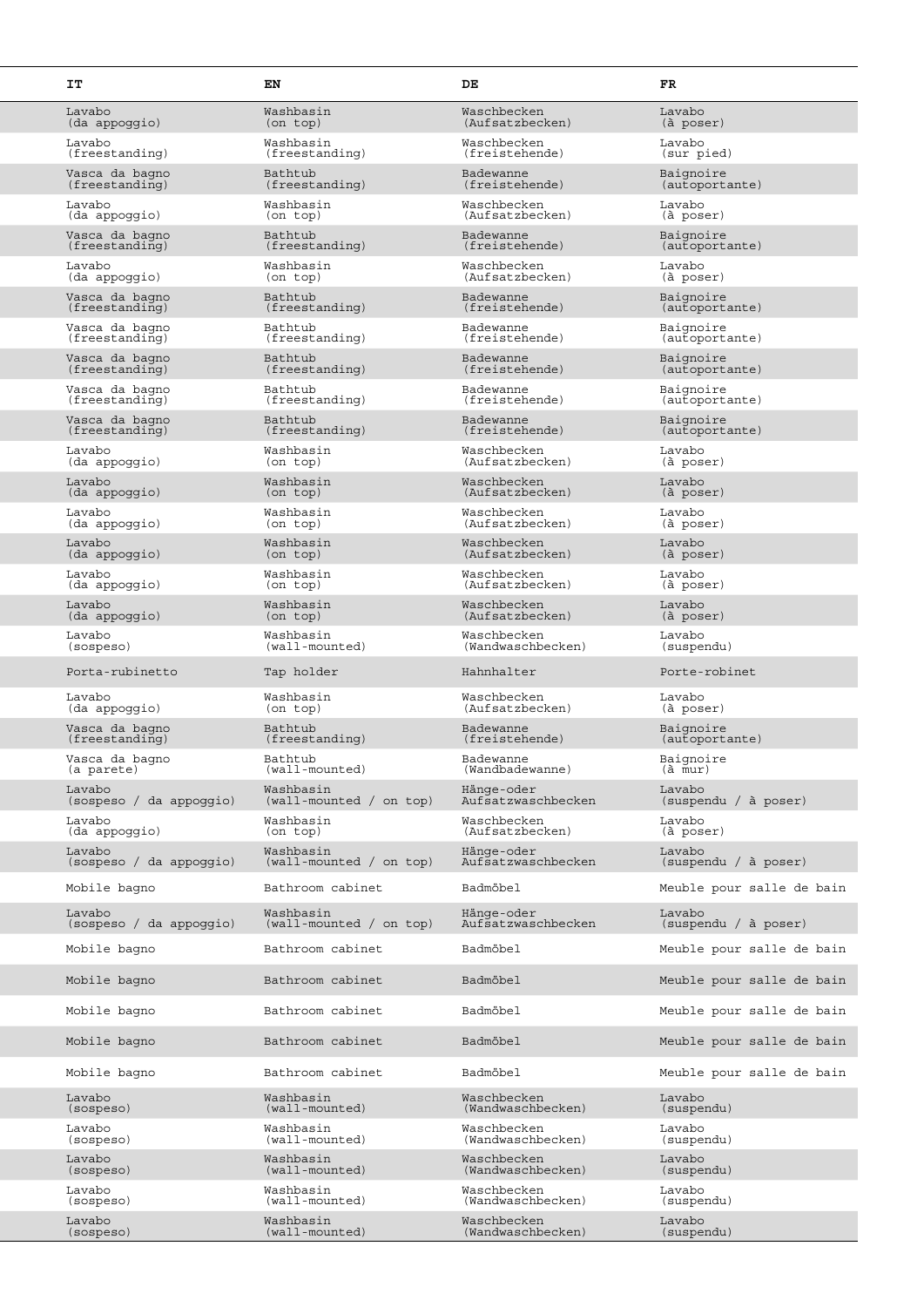| IT | EN | DE | FR |
|---|---|---|---|
| Lavabo (da appoggio) | Washbasin (on top) | Waschbecken (Aufsatzbecken) | Lavabo (à poser) |
| Lavabo (freestanding) | Washbasin (freestanding) | Waschbecken (freistehende) | Lavabo (sur pied) |
| Vasca da bagno (freestanding) | Bathtub (freestanding) | Badewanne (freistehende) | Baignoire (autoportante) |
| Lavabo (da appoggio) | Washbasin (on top) | Waschbecken (Aufsatzbecken) | Lavabo (à poser) |
| Vasca da bagno (freestanding) | Bathtub (freestanding) | Badewanne (freistehende) | Baignoire (autoportante) |
| Lavabo (da appoggio) | Washbasin (on top) | Waschbecken (Aufsatzbecken) | Lavabo (à poser) |
| Vasca da bagno (freestanding) | Bathtub (freestanding) | Badewanne (freistehende) | Baignoire (autoportante) |
| Vasca da bagno (freestanding) | Bathtub (freestanding) | Badewanne (freistehende) | Baignoire (autoportante) |
| Vasca da bagno (freestanding) | Bathtub (freestanding) | Badewanne (freistehende) | Baignoire (autoportante) |
| Vasca da bagno (freestanding) | Bathtub (freestanding) | Badewanne (freistehende) | Baignoire (autoportante) |
| Vasca da bagno (freestanding) | Bathtub (freestanding) | Badewanne (freistehende) | Baignoire (autoportante) |
| Lavabo (da appoggio) | Washbasin (on top) | Waschbecken (Aufsatzbecken) | Lavabo (à poser) |
| Lavabo (da appoggio) | Washbasin (on top) | Waschbecken (Aufsatzbecken) | Lavabo (à poser) |
| Lavabo (da appoggio) | Washbasin (on top) | Waschbecken (Aufsatzbecken) | Lavabo (à poser) |
| Lavabo (da appoggio) | Washbasin (on top) | Waschbecken (Aufsatzbecken) | Lavabo (à poser) |
| Lavabo (da appoggio) | Washbasin (on top) | Waschbecken (Aufsatzbecken) | Lavabo (à poser) |
| Lavabo (da appoggio) | Washbasin (on top) | Waschbecken (Aufsatzbecken) | Lavabo (à poser) |
| Lavabo (sospeso) | Washbasin (wall-mounted) | Waschbecken (Wandwaschbecken) | Lavabo (suspendu) |
| Porta-rubinetto | Tap holder | Hahnhalter | Porte-robinet |
| Lavabo (da appoggio) | Washbasin (on top) | Waschbecken (Aufsatzbecken) | Lavabo (à poser) |
| Vasca da bagno (freestanding) | Bathtub (freestanding) | Badewanne (freistehende) | Baignoire (autoportante) |
| Vasca da bagno (a parete) | Bathtub (wall-mounted) | Badewanne (Wandbadewanne) | Baignoire (à mur) |
| Lavabo (sospeso / da appoggio) | Washbasin (wall-mounted / on top) | Hänge-oder Aufsatzwaschbecken | Lavabo (suspendu / à poser) |
| Lavabo (da appoggio) | Washbasin (on top) | Waschbecken (Aufsatzbecken) | Lavabo (à poser) |
| Lavabo (sospeso / da appoggio) | Washbasin (wall-mounted / on top) | Hänge-oder Aufsatzwaschbecken | Lavabo (suspendu / à poser) |
| Mobile bagno | Bathroom cabinet | Badmöbel | Meuble pour salle de bain |
| Lavabo (sospeso / da appoggio) | Washbasin (wall-mounted / on top) | Hänge-oder Aufsatzwaschbecken | Lavabo (suspendu / à poser) |
| Mobile bagno | Bathroom cabinet | Badmöbel | Meuble pour salle de bain |
| Mobile bagno | Bathroom cabinet | Badmöbel | Meuble pour salle de bain |
| Mobile bagno | Bathroom cabinet | Badmöbel | Meuble pour salle de bain |
| Mobile bagno | Bathroom cabinet | Badmöbel | Meuble pour salle de bain |
| Mobile bagno | Bathroom cabinet | Badmöbel | Meuble pour salle de bain |
| Lavabo (sospeso) | Washbasin (wall-mounted) | Waschbecken (Wandwaschbecken) | Lavabo (suspendu) |
| Lavabo (sospeso) | Washbasin (wall-mounted) | Waschbecken (Wandwaschbecken) | Lavabo (suspendu) |
| Lavabo (sospeso) | Washbasin (wall-mounted) | Waschbecken (Wandwaschbecken) | Lavabo (suspendu) |
| Lavabo (sospeso) | Washbasin (wall-mounted) | Waschbecken (Wandwaschbecken) | Lavabo (suspendu) |
| Lavabo (sospeso) | Washbasin (wall-mounted) | Waschbecken (Wandwaschbecken) | Lavabo (suspendu) |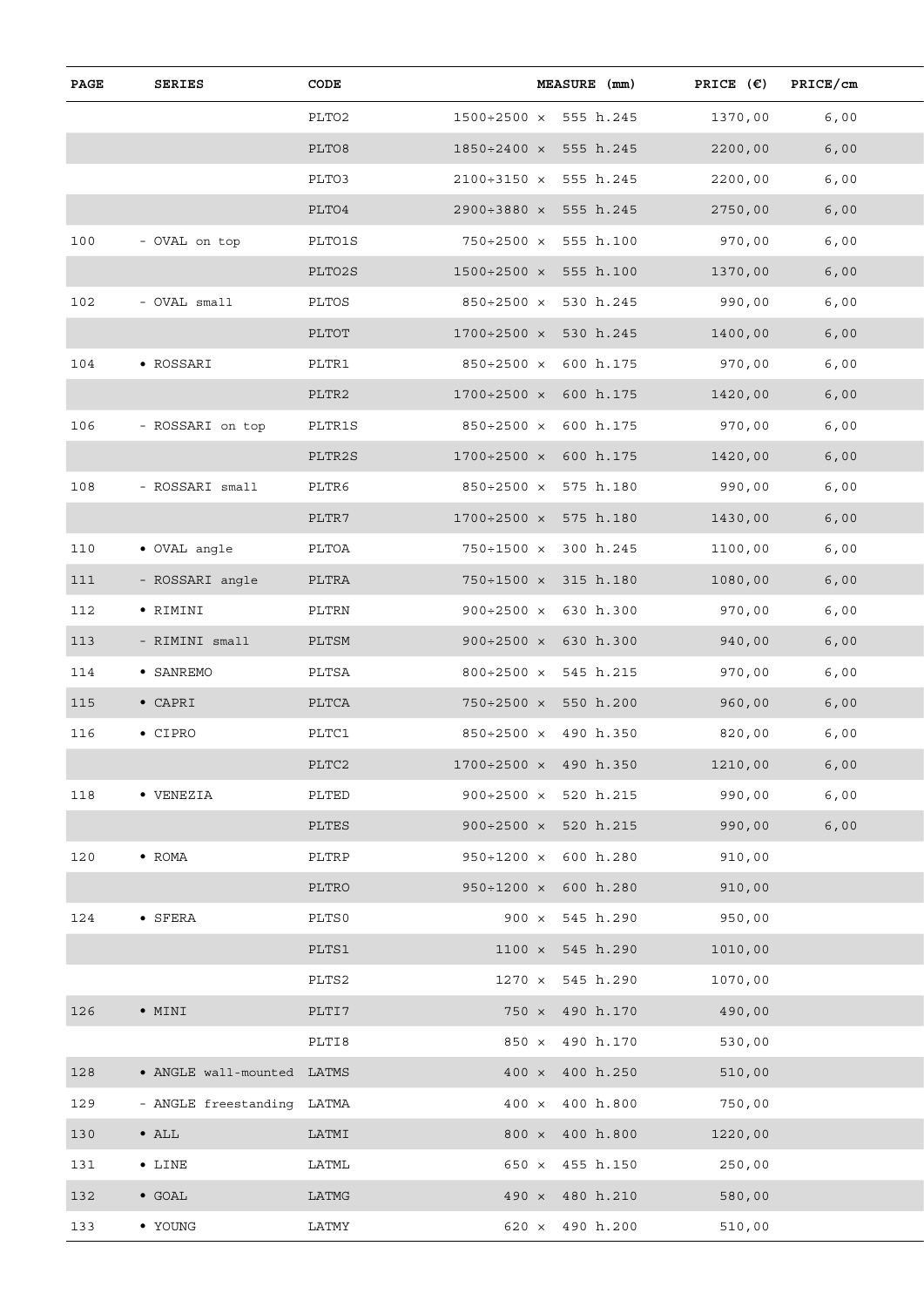| PAGE | SERIES | CODE | MEASURE (mm) | PRICE (€) | PRICE/cm |
|---|---|---|---|---|---|
| | | PLTO2 | 1500÷2500 × 555 h.245 | 1370,00 | 6,00 |
| | | PLTO8 | 1850÷2400 × 555 h.245 | 2200,00 | 6,00 |
| | | PLTO3 | 2100÷3150 × 555 h.245 | 2200,00 | 6,00 |
| | | PLTO4 | 2900÷3880 × 555 h.245 | 2750,00 | 6,00 |
| 100 | - OVAL on top | PLTO1S | 750÷2500 × 555 h.100 | 970,00 | 6,00 |
| | | PLTO2S | 1500÷2500 × 555 h.100 | 1370,00 | 6,00 |
| 102 | - OVAL small | PLTOS | 850÷2500 × 530 h.245 | 990,00 | 6,00 |
| | | PLTOT | 1700÷2500 × 530 h.245 | 1400,00 | 6,00 |
| 104 | • ROSSARI | PLTR1 | 850÷2500 × 600 h.175 | 970,00 | 6,00 |
| | | PLTR2 | 1700÷2500 × 600 h.175 | 1420,00 | 6,00 |
| 106 | - ROSSARI on top | PLTR1S | 850÷2500 × 600 h.175 | 970,00 | 6,00 |
| | | PLTR2S | 1700÷2500 × 600 h.175 | 1420,00 | 6,00 |
| 108 | - ROSSARI small | PLTR6 | 850÷2500 × 575 h.180 | 990,00 | 6,00 |
| | | PLTR7 | 1700÷2500 × 575 h.180 | 1430,00 | 6,00 |
| 110 | • OVAL angle | PLTOA | 750÷1500 × 300 h.245 | 1100,00 | 6,00 |
| 111 | - ROSSARI angle | PLTRA | 750÷1500 × 315 h.180 | 1080,00 | 6,00 |
| 112 | • RIMINI | PLTRN | 900÷2500 × 630 h.300 | 970,00 | 6,00 |
| 113 | - RIMINI small | PLTSM | 900÷2500 × 630 h.300 | 940,00 | 6,00 |
| 114 | • SANREMO | PLTSA | 800÷2500 × 545 h.215 | 970,00 | 6,00 |
| 115 | • CAPRI | PLTCA | 750÷2500 × 550 h.200 | 960,00 | 6,00 |
| 116 | • CIPRO | PLTC1 | 850÷2500 × 490 h.350 | 820,00 | 6,00 |
| | | PLTC2 | 1700÷2500 × 490 h.350 | 1210,00 | 6,00 |
| 118 | • VENEZIA | PLTED | 900÷2500 × 520 h.215 | 990,00 | 6,00 |
| | | PLTES | 900÷2500 × 520 h.215 | 990,00 | 6,00 |
| 120 | • ROMA | PLTRP | 950÷1200 × 600 h.280 | 910,00 | |
| | | PLTRO | 950÷1200 × 600 h.280 | 910,00 | |
| 124 | • SFERA | PLTS0 | 900 × 545 h.290 | 950,00 | |
| | | PLTS1 | 1100 × 545 h.290 | 1010,00 | |
| | | PLTS2 | 1270 × 545 h.290 | 1070,00 | |
| 126 | • MINI | PLTI7 | 750 × 490 h.170 | 490,00 | |
| | | PLTI8 | 850 × 490 h.170 | 530,00 | |
| 128 | • ANGLE wall-mounted | LATMS | 400 × 400 h.250 | 510,00 | |
| 129 | - ANGLE freestanding | LATMA | 400 × 400 h.800 | 750,00 | |
| 130 | • ALL | LATMI | 800 × 400 h.800 | 1220,00 | |
| 131 | • LINE | LATML | 650 × 455 h.150 | 250,00 | |
| 132 | • GOAL | LATMG | 490 × 480 h.210 | 580,00 | |
| 133 | • YOUNG | LATMY | 620 × 490 h.200 | 510,00 | |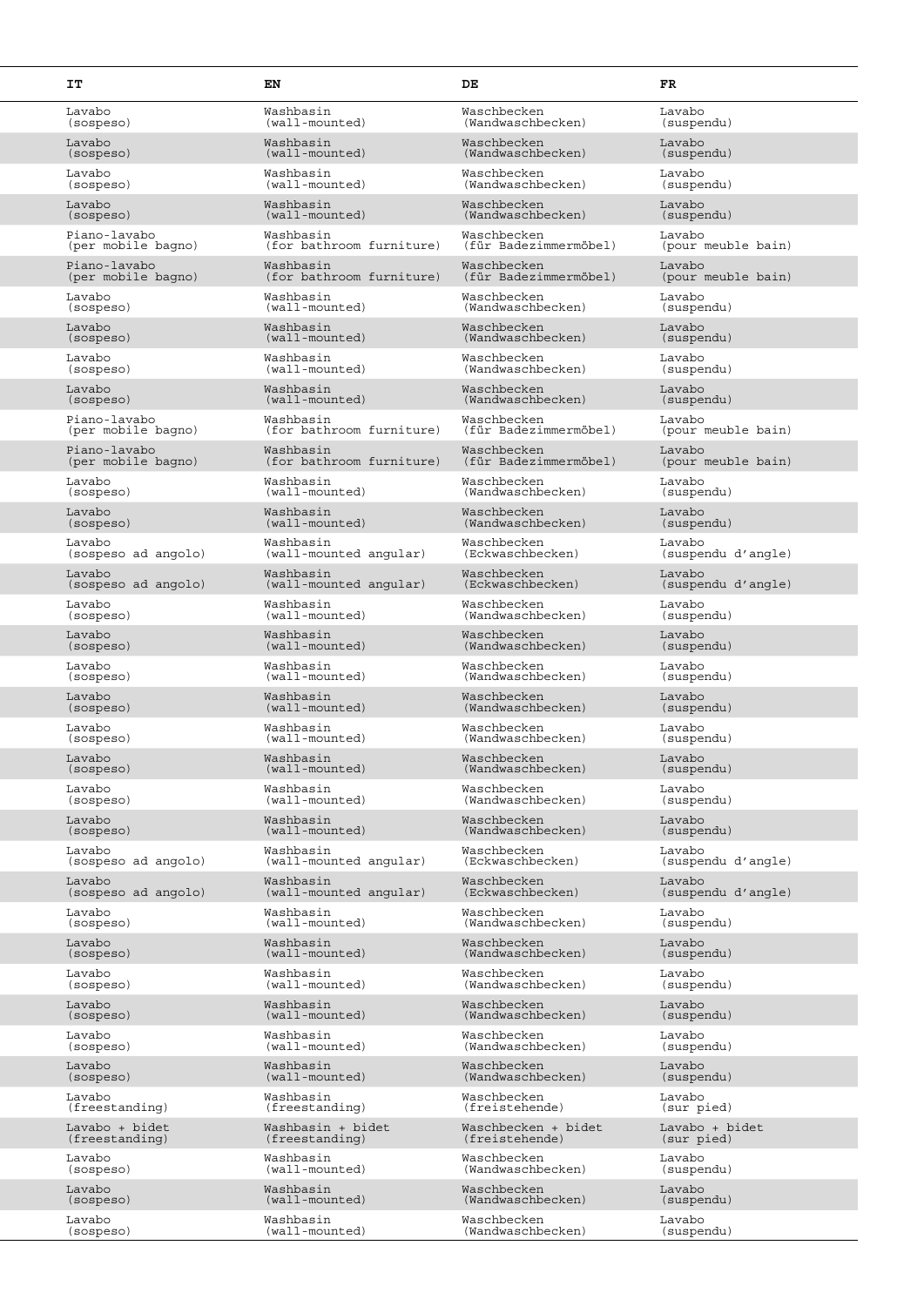| IT | EN | DE | FR |
|---|---|---|---|
| Lavabo (sospeso) | Washbasin (wall-mounted) | Waschbecken (Wandwaschbecken) | Lavabo (suspendu) |
| Lavabo (sospeso) | Washbasin (wall-mounted) | Waschbecken (Wandwaschbecken) | Lavabo (suspendu) |
| Lavabo (sospeso) | Washbasin (wall-mounted) | Waschbecken (Wandwaschbecken) | Lavabo (suspendu) |
| Lavabo (sospeso) | Washbasin (wall-mounted) | Waschbecken (Wandwaschbecken) | Lavabo (suspendu) |
| Piano-lavabo (per mobile bagno) | Washbasin (for bathroom furniture) | Waschbecken (für Badezimmermöbel) | Lavabo (pour meuble bain) |
| Piano-lavabo (per mobile bagno) | Washbasin (for bathroom furniture) | Waschbecken (für Badezimmermöbel) | Lavabo (pour meuble bain) |
| Lavabo (sospeso) | Washbasin (wall-mounted) | Waschbecken (Wandwaschbecken) | Lavabo (suspendu) |
| Lavabo (sospeso) | Washbasin (wall-mounted) | Waschbecken (Wandwaschbecken) | Lavabo (suspendu) |
| Lavabo (sospeso) | Washbasin (wall-mounted) | Waschbecken (Wandwaschbecken) | Lavabo (suspendu) |
| Lavabo (sospeso) | Washbasin (wall-mounted) | Waschbecken (Wandwaschbecken) | Lavabo (suspendu) |
| Piano-lavabo (per mobile bagno) | Washbasin (for bathroom furniture) | Waschbecken (für Badezimmermöbel) | Lavabo (pour meuble bain) |
| Piano-lavabo (per mobile bagno) | Washbasin (for bathroom furniture) | Waschbecken (für Badezimmermöbel) | Lavabo (pour meuble bain) |
| Lavabo (sospeso) | Washbasin (wall-mounted) | Waschbecken (Wandwaschbecken) | Lavabo (suspendu) |
| Lavabo (sospeso) | Washbasin (wall-mounted) | Waschbecken (Wandwaschbecken) | Lavabo (suspendu) |
| Lavabo (sospeso ad angolo) | Washbasin (wall-mounted angular) | Waschbecken (Eckwaschbecken) | Lavabo (suspendu d'angle) |
| Lavabo (sospeso ad angolo) | Washbasin (wall-mounted angular) | Waschbecken (Eckwaschbecken) | Lavabo (suspendu d'angle) |
| Lavabo (sospeso) | Washbasin (wall-mounted) | Waschbecken (Wandwaschbecken) | Lavabo (suspendu) |
| Lavabo (sospeso) | Washbasin (wall-mounted) | Waschbecken (Wandwaschbecken) | Lavabo (suspendu) |
| Lavabo (sospeso) | Washbasin (wall-mounted) | Waschbecken (Wandwaschbecken) | Lavabo (suspendu) |
| Lavabo (sospeso) | Washbasin (wall-mounted) | Waschbecken (Wandwaschbecken) | Lavabo (suspendu) |
| Lavabo (sospeso) | Washbasin (wall-mounted) | Waschbecken (Wandwaschbecken) | Lavabo (suspendu) |
| Lavabo (sospeso) | Washbasin (wall-mounted) | Waschbecken (Wandwaschbecken) | Lavabo (suspendu) |
| Lavabo (sospeso) | Washbasin (wall-mounted) | Waschbecken (Wandwaschbecken) | Lavabo (suspendu) |
| Lavabo (sospeso) | Washbasin (wall-mounted) | Waschbecken (Wandwaschbecken) | Lavabo (suspendu) |
| Lavabo (sospeso ad angolo) | Washbasin (wall-mounted angular) | Waschbecken (Eckwaschbecken) | Lavabo (suspendu d'angle) |
| Lavabo (sospeso ad angolo) | Washbasin (wall-mounted angular) | Waschbecken (Eckwaschbecken) | Lavabo (suspendu d'angle) |
| Lavabo (sospeso) | Washbasin (wall-mounted) | Waschbecken (Wandwaschbecken) | Lavabo (suspendu) |
| Lavabo (sospeso) | Washbasin (wall-mounted) | Waschbecken (Wandwaschbecken) | Lavabo (suspendu) |
| Lavabo (sospeso) | Washbasin (wall-mounted) | Waschbecken (Wandwaschbecken) | Lavabo (suspendu) |
| Lavabo (sospeso) | Washbasin (wall-mounted) | Waschbecken (Wandwaschbecken) | Lavabo (suspendu) |
| Lavabo (sospeso) | Washbasin (wall-mounted) | Waschbecken (Wandwaschbecken) | Lavabo (suspendu) |
| Lavabo (sospeso) | Washbasin (wall-mounted) | Waschbecken (Wandwaschbecken) | Lavabo (suspendu) |
| Lavabo (freestanding) | Washbasin (freestanding) | Waschbecken (freistehende) | Lavabo (sur pied) |
| Lavabo + bidet (freestanding) | Washbasin + bidet (freestanding) | Waschbecken + bidet (freistehende) | Lavabo + bidet (sur pied) |
| Lavabo (sospeso) | Washbasin (wall-mounted) | Waschbecken (Wandwaschbecken) | Lavabo (suspendu) |
| Lavabo (sospeso) | Washbasin (wall-mounted) | Waschbecken (Wandwaschbecken) | Lavabo (suspendu) |
| Lavabo (sospeso) | Washbasin (wall-mounted) | Waschbecken (Wandwaschbecken) | Lavabo (suspendu) |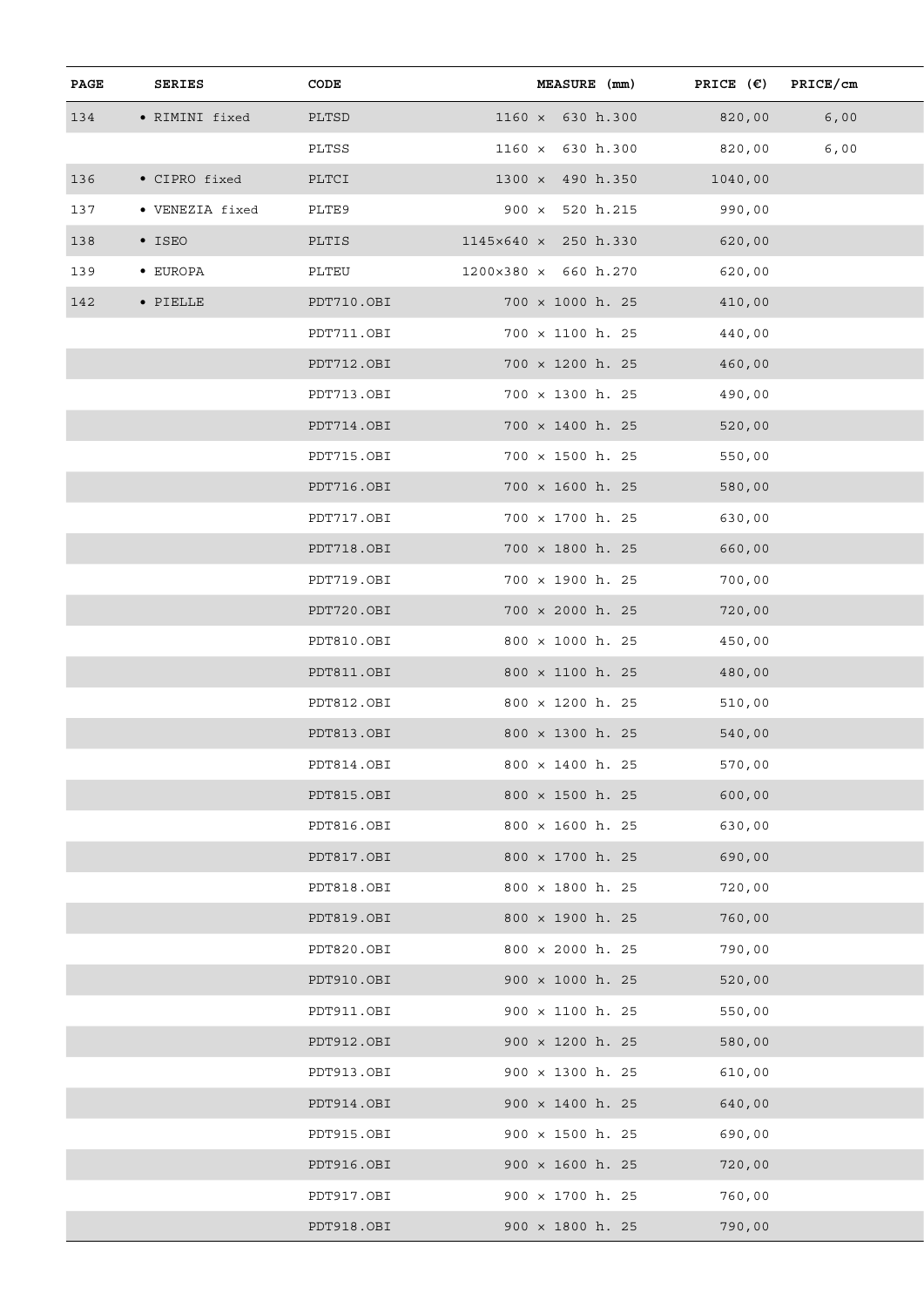| PAGE | SERIES | CODE | MEASURE (mm) | PRICE (€) | PRICE/cm |
|---|---|---|---|---|---|
| 134 | • RIMINI fixed | PLTSD | 1160 × 630 h.300 | 820,00 | 6,00 |
| | | PLTSS | 1160 × 630 h.300 | 820,00 | 6,00 |
| 136 | • CIPRO fixed | PLTCI | 1300 × 490 h.350 | 1040,00 | |
| 137 | • VENEZIA fixed | PLTE9 | 900 × 520 h.215 | 990,00 | |
| 138 | • ISEO | PLTIS | 1145×640 × 250 h.330 | 620,00 | |
| 139 | • EUROPA | PLTEU | 1200×380 × 660 h.270 | 620,00 | |
| 142 | • PIELLE | PDT710.OBI | 700 × 1000 h. 25 | 410,00 | |
| | | PDT711.OBI | 700 × 1100 h. 25 | 440,00 | |
| | | PDT712.OBI | 700 × 1200 h. 25 | 460,00 | |
| | | PDT713.OBI | 700 × 1300 h. 25 | 490,00 | |
| | | PDT714.OBI | 700 × 1400 h. 25 | 520,00 | |
| | | PDT715.OBI | 700 × 1500 h. 25 | 550,00 | |
| | | PDT716.OBI | 700 × 1600 h. 25 | 580,00 | |
| | | PDT717.OBI | 700 × 1700 h. 25 | 630,00 | |
| | | PDT718.OBI | 700 × 1800 h. 25 | 660,00 | |
| | | PDT719.OBI | 700 × 1900 h. 25 | 700,00 | |
| | | PDT720.OBI | 700 × 2000 h. 25 | 720,00 | |
| | | PDT810.OBI | 800 × 1000 h. 25 | 450,00 | |
| | | PDT811.OBI | 800 × 1100 h. 25 | 480,00 | |
| | | PDT812.OBI | 800 × 1200 h. 25 | 510,00 | |
| | | PDT813.OBI | 800 × 1300 h. 25 | 540,00 | |
| | | PDT814.OBI | 800 × 1400 h. 25 | 570,00 | |
| | | PDT815.OBI | 800 × 1500 h. 25 | 600,00 | |
| | | PDT816.OBI | 800 × 1600 h. 25 | 630,00 | |
| | | PDT817.OBI | 800 × 1700 h. 25 | 690,00 | |
| | | PDT818.OBI | 800 × 1800 h. 25 | 720,00 | |
| | | PDT819.OBI | 800 × 1900 h. 25 | 760,00 | |
| | | PDT820.OBI | 800 × 2000 h. 25 | 790,00 | |
| | | PDT910.OBI | 900 × 1000 h. 25 | 520,00 | |
| | | PDT911.OBI | 900 × 1100 h. 25 | 550,00 | |
| | | PDT912.OBI | 900 × 1200 h. 25 | 580,00 | |
| | | PDT913.OBI | 900 × 1300 h. 25 | 610,00 | |
| | | PDT914.OBI | 900 × 1400 h. 25 | 640,00 | |
| | | PDT915.OBI | 900 × 1500 h. 25 | 690,00 | |
| | | PDT916.OBI | 900 × 1600 h. 25 | 720,00 | |
| | | PDT917.OBI | 900 × 1700 h. 25 | 760,00 | |
| | | PDT918.OBI | 900 × 1800 h. 25 | 790,00 | |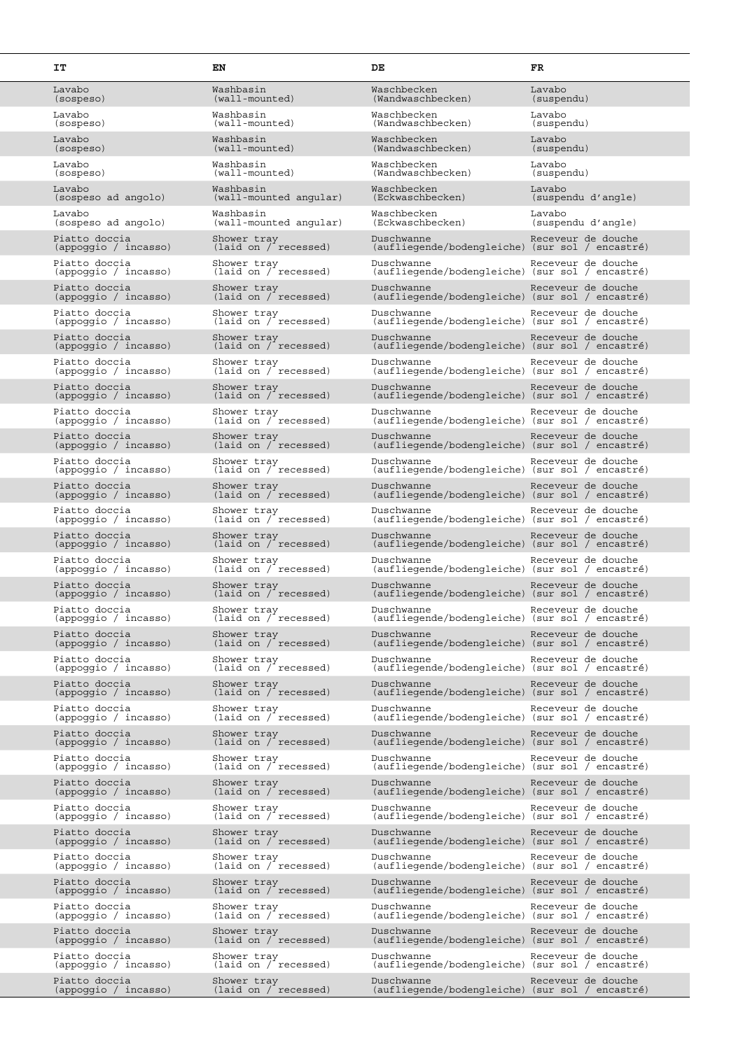| IT | EN | DE | FR |
|---|---|---|---|
| Lavabo (sospeso) | Washbasin (wall-mounted) | Waschbecken (Wandwaschbecken) | Lavabo (suspendu) |
| Lavabo (sospeso) | Washbasin (wall-mounted) | Waschbecken (Wandwaschbecken) | Lavabo (suspendu) |
| Lavabo (sospeso) | Washbasin (wall-mounted) | Waschbecken (Wandwaschbecken) | Lavabo (suspendu) |
| Lavabo (sospeso) | Washbasin (wall-mounted) | Waschbecken (Wandwaschbecken) | Lavabo (suspendu) |
| Lavabo (sospeso ad angolo) | Washbasin (wall-mounted angular) | Waschbecken (Eckwaschbecken) | Lavabo (suspendu d'angle) |
| Lavabo (sospeso ad angolo) | Washbasin (wall-mounted angular) | Waschbecken (Eckwaschbecken) | Lavabo (suspendu d'angle) |
| Piatto doccia (appoggio / incasso) | Shower tray (laid on / recessed) | Duschwanne (aufliegende/bodengleiche) | Receveur de douche (sur sol / encastré) |
| Piatto doccia (appoggio / incasso) | Shower tray (laid on / recessed) | Duschwanne (aufliegende/bodengleiche) | Receveur de douche (sur sol / encastré) |
| Piatto doccia (appoggio / incasso) | Shower tray (laid on / recessed) | Duschwanne (aufliegende/bodengleiche) | Receveur de douche (sur sol / encastré) |
| Piatto doccia (appoggio / incasso) | Shower tray (laid on / recessed) | Duschwanne (aufliegende/bodengleiche) | Receveur de douche (sur sol / encastré) |
| Piatto doccia (appoggio / incasso) | Shower tray (laid on / recessed) | Duschwanne (aufliegende/bodengleiche) | Receveur de douche (sur sol / encastré) |
| Piatto doccia (appoggio / incasso) | Shower tray (laid on / recessed) | Duschwanne (aufliegende/bodengleiche) | Receveur de douche (sur sol / encastré) |
| Piatto doccia (appoggio / incasso) | Shower tray (laid on / recessed) | Duschwanne (aufliegende/bodengleiche) | Receveur de douche (sur sol / encastré) |
| Piatto doccia (appoggio / incasso) | Shower tray (laid on / recessed) | Duschwanne (aufliegende/bodengleiche) | Receveur de douche (sur sol / encastré) |
| Piatto doccia (appoggio / incasso) | Shower tray (laid on / recessed) | Duschwanne (aufliegende/bodengleiche) | Receveur de douche (sur sol / encastré) |
| Piatto doccia (appoggio / incasso) | Shower tray (laid on / recessed) | Duschwanne (aufliegende/bodengleiche) | Receveur de douche (sur sol / encastré) |
| Piatto doccia (appoggio / incasso) | Shower tray (laid on / recessed) | Duschwanne (aufliegende/bodengleiche) | Receveur de douche (sur sol / encastré) |
| Piatto doccia (appoggio / incasso) | Shower tray (laid on / recessed) | Duschwanne (aufliegende/bodengleiche) | Receveur de douche (sur sol / encastré) |
| Piatto doccia (appoggio / incasso) | Shower tray (laid on / recessed) | Duschwanne (aufliegende/bodengleiche) | Receveur de douche (sur sol / encastré) |
| Piatto doccia (appoggio / incasso) | Shower tray (laid on / recessed) | Duschwanne (aufliegende/bodengleiche) | Receveur de douche (sur sol / encastré) |
| Piatto doccia (appoggio / incasso) | Shower tray (laid on / recessed) | Duschwanne (aufliegende/bodengleiche) | Receveur de douche (sur sol / encastré) |
| Piatto doccia (appoggio / incasso) | Shower tray (laid on / recessed) | Duschwanne (aufliegende/bodengleiche) | Receveur de douche (sur sol / encastré) |
| Piatto doccia (appoggio / incasso) | Shower tray (laid on / recessed) | Duschwanne (aufliegende/bodengleiche) | Receveur de douche (sur sol / encastré) |
| Piatto doccia (appoggio / incasso) | Shower tray (laid on / recessed) | Duschwanne (aufliegende/bodengleiche) | Receveur de douche (sur sol / encastré) |
| Piatto doccia (appoggio / incasso) | Shower tray (laid on / recessed) | Duschwanne (aufliegende/bodengleiche) | Receveur de douche (sur sol / encastré) |
| Piatto doccia (appoggio / incasso) | Shower tray (laid on / recessed) | Duschwanne (aufliegende/bodengleiche) | Receveur de douche (sur sol / encastré) |
| Piatto doccia (appoggio / incasso) | Shower tray (laid on / recessed) | Duschwanne (aufliegende/bodengleiche) | Receveur de douche (sur sol / encastré) |
| Piatto doccia (appoggio / incasso) | Shower tray (laid on / recessed) | Duschwanne (aufliegende/bodengleiche) | Receveur de douche (sur sol / encastré) |
| Piatto doccia (appoggio / incasso) | Shower tray (laid on / recessed) | Duschwanne (aufliegende/bodengleiche) | Receveur de douche (sur sol / encastré) |
| Piatto doccia (appoggio / incasso) | Shower tray (laid on / recessed) | Duschwanne (aufliegende/bodengleiche) | Receveur de douche (sur sol / encastré) |
| Piatto doccia (appoggio / incasso) | Shower tray (laid on / recessed) | Duschwanne (aufliegende/bodengleiche) | Receveur de douche (sur sol / encastré) |
| Piatto doccia (appoggio / incasso) | Shower tray (laid on / recessed) | Duschwanne (aufliegende/bodengleiche) | Receveur de douche (sur sol / encastré) |
| Piatto doccia (appoggio / incasso) | Shower tray (laid on / recessed) | Duschwanne (aufliegende/bodengleiche) | Receveur de douche (sur sol / encastré) |
| Piatto doccia (appoggio / incasso) | Shower tray (laid on / recessed) | Duschwanne (aufliegende/bodengleiche) | Receveur de douche (sur sol / encastré) |
| Piatto doccia (appoggio / incasso) | Shower tray (laid on / recessed) | Duschwanne (aufliegende/bodengleiche) | Receveur de douche (sur sol / encastré) |
| Piatto doccia (appoggio / incasso) | Shower tray (laid on / recessed) | Duschwanne (aufliegende/bodengleiche) | Receveur de douche (sur sol / encastré) |
| Piatto doccia (appoggio / incasso) | Shower tray (laid on / recessed) | Duschwanne (aufliegende/bodengleiche) | Receveur de douche (sur sol / encastré) |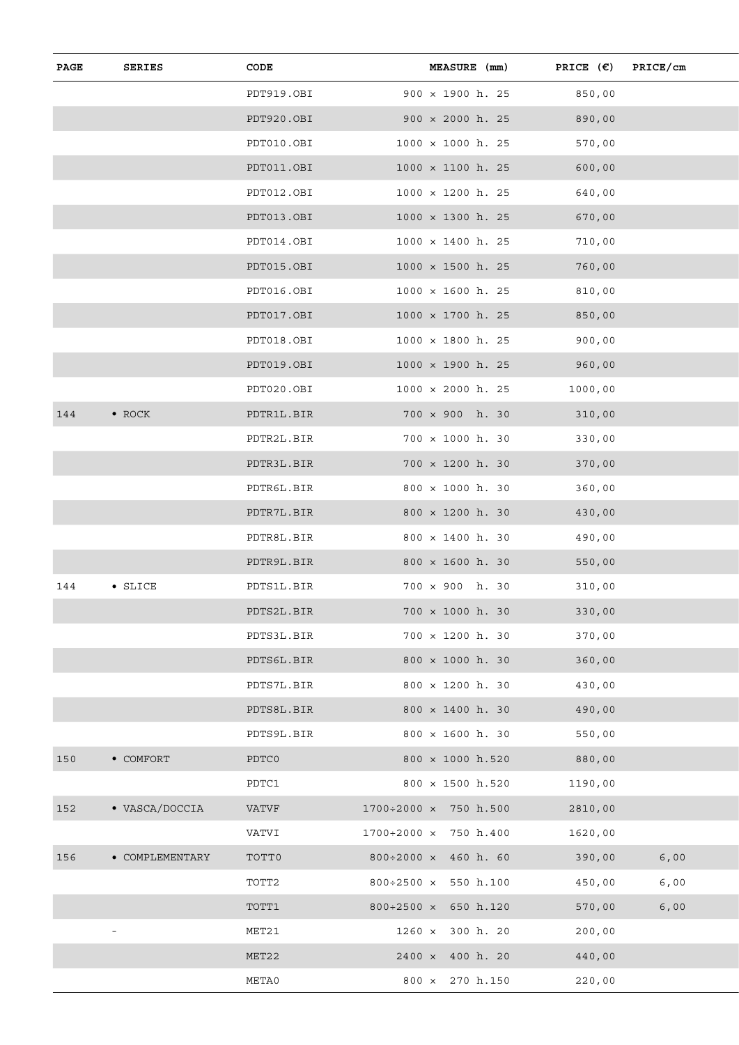| PAGE | SERIES | CODE | MEASURE (mm) | PRICE (€) | PRICE/cm |
|---|---|---|---|---|---|
| | | PDT919.OBI | 900 × 1900 h. 25 | 850,00 | |
| | | PDT920.OBI | 900 × 2000 h. 25 | 890,00 | |
| | | PDT010.OBI | 1000 × 1000 h. 25 | 570,00 | |
| | | PDT011.OBI | 1000 × 1100 h. 25 | 600,00 | |
| | | PDT012.OBI | 1000 × 1200 h. 25 | 640,00 | |
| | | PDT013.OBI | 1000 × 1300 h. 25 | 670,00 | |
| | | PDT014.OBI | 1000 × 1400 h. 25 | 710,00 | |
| | | PDT015.OBI | 1000 × 1500 h. 25 | 760,00 | |
| | | PDT016.OBI | 1000 × 1600 h. 25 | 810,00 | |
| | | PDT017.OBI | 1000 × 1700 h. 25 | 850,00 | |
| | | PDT018.OBI | 1000 × 1800 h. 25 | 900,00 | |
| | | PDT019.OBI | 1000 × 1900 h. 25 | 960,00 | |
| | | PDT020.OBI | 1000 × 2000 h. 25 | 1000,00 | |
| 144 | • ROCK | PDTR1L.BIR | 700 × 900 h. 30 | 310,00 | |
| | | PDTR2L.BIR | 700 × 1000 h. 30 | 330,00 | |
| | | PDTR3L.BIR | 700 × 1200 h. 30 | 370,00 | |
| | | PDTR6L.BIR | 800 × 1000 h. 30 | 360,00 | |
| | | PDTR7L.BIR | 800 × 1200 h. 30 | 430,00 | |
| | | PDTR8L.BIR | 800 × 1400 h. 30 | 490,00 | |
| | | PDTR9L.BIR | 800 × 1600 h. 30 | 550,00 | |
| 144 | • SLICE | PDTS1L.BIR | 700 × 900 h. 30 | 310,00 | |
| | | PDTS2L.BIR | 700 × 1000 h. 30 | 330,00 | |
| | | PDTS3L.BIR | 700 × 1200 h. 30 | 370,00 | |
| | | PDTS6L.BIR | 800 × 1000 h. 30 | 360,00 | |
| | | PDTS7L.BIR | 800 × 1200 h. 30 | 430,00 | |
| | | PDTS8L.BIR | 800 × 1400 h. 30 | 490,00 | |
| | | PDTS9L.BIR | 800 × 1600 h. 30 | 550,00 | |
| 150 | • COMFORT | PDTC0 | 800 × 1000 h.520 | 880,00 | |
| | | PDTC1 | 800 × 1500 h.520 | 1190,00 | |
| 152 | • VASCA/DOCCIA | VATVF | 1700÷2000 × 750 h.500 | 2810,00 | |
| | | VATVI | 1700÷2000 × 750 h.400 | 1620,00 | |
| 156 | • COMPLEMENTARY | TOTT0 | 800÷2000 × 460 h. 60 | 390,00 | 6,00 |
| | | TOTT2 | 800÷2500 × 550 h.100 | 450,00 | 6,00 |
| | | TOTT1 | 800÷2500 × 650 h.120 | 570,00 | 6,00 |
| | - | MET21 | 1260 × 300 h. 20 | 200,00 | |
| | | MET22 | 2400 × 400 h. 20 | 440,00 | |
| | | META0 | 800 × 270 h.150 | 220,00 | |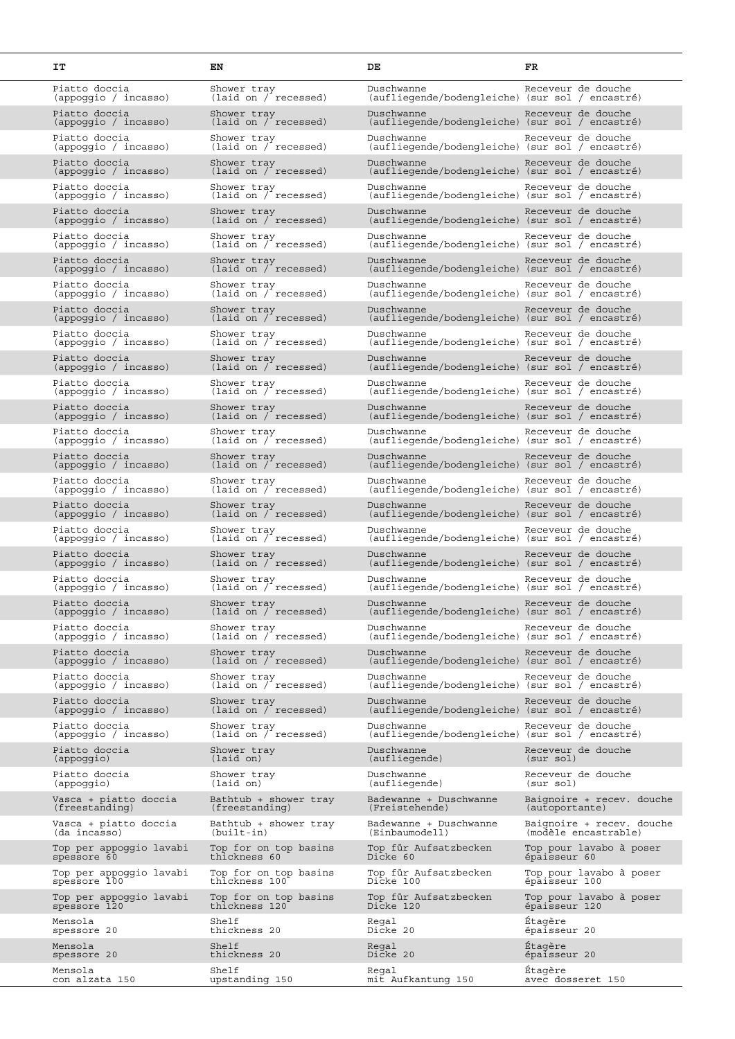| IT | EN | DE | FR |
|---|---|---|---|
| Piatto doccia (appoggio / incasso) | Shower tray (laid on / recessed) | Duschwanne (aufliegende/bodengleiche) | Receveur de douche (sur sol / encastré) |
| Piatto doccia (appoggio / incasso) | Shower tray (laid on / recessed) | Duschwanne (aufliegende/bodengleiche) | Receveur de douche (sur sol / encastré) |
| Piatto doccia (appoggio / incasso) | Shower tray (laid on / recessed) | Duschwanne (aufliegende/bodengleiche) | Receveur de douche (sur sol / encastré) |
| Piatto doccia (appoggio / incasso) | Shower tray (laid on / recessed) | Duschwanne (aufliegende/bodengleiche) | Receveur de douche (sur sol / encastré) |
| Piatto doccia (appoggio / incasso) | Shower tray (laid on / recessed) | Duschwanne (aufliegende/bodengleiche) | Receveur de douche (sur sol / encastré) |
| Piatto doccia (appoggio / incasso) | Shower tray (laid on / recessed) | Duschwanne (aufliegende/bodengleiche) | Receveur de douche (sur sol / encastré) |
| Piatto doccia (appoggio / incasso) | Shower tray (laid on / recessed) | Duschwanne (aufliegende/bodengleiche) | Receveur de douche (sur sol / encastré) |
| Piatto doccia (appoggio / incasso) | Shower tray (laid on / recessed) | Duschwanne (aufliegende/bodengleiche) | Receveur de douche (sur sol / encastré) |
| Piatto doccia (appoggio / incasso) | Shower tray (laid on / recessed) | Duschwanne (aufliegende/bodengleiche) | Receveur de douche (sur sol / encastré) |
| Piatto doccia (appoggio / incasso) | Shower tray (laid on / recessed) | Duschwanne (aufliegende/bodengleiche) | Receveur de douche (sur sol / encastré) |
| Piatto doccia (appoggio / incasso) | Shower tray (laid on / recessed) | Duschwanne (aufliegende/bodengleiche) | Receveur de douche (sur sol / encastré) |
| Piatto doccia (appoggio / incasso) | Shower tray (laid on / recessed) | Duschwanne (aufliegende/bodengleiche) | Receveur de douche (sur sol / encastré) |
| Piatto doccia (appoggio / incasso) | Shower tray (laid on / recessed) | Duschwanne (aufliegende/bodengleiche) | Receveur de douche (sur sol / encastré) |
| Piatto doccia (appoggio / incasso) | Shower tray (laid on / recessed) | Duschwanne (aufliegende/bodengleiche) | Receveur de douche (sur sol / encastré) |
| Piatto doccia (appoggio / incasso) | Shower tray (laid on / recessed) | Duschwanne (aufliegende/bodengleiche) | Receveur de douche (sur sol / encastré) |
| Piatto doccia (appoggio / incasso) | Shower tray (laid on / recessed) | Duschwanne (aufliegende/bodengleiche) | Receveur de douche (sur sol / encastré) |
| Piatto doccia (appoggio / incasso) | Shower tray (laid on / recessed) | Duschwanne (aufliegende/bodengleiche) | Receveur de douche (sur sol / encastré) |
| Piatto doccia (appoggio / incasso) | Shower tray (laid on / recessed) | Duschwanne (aufliegende/bodengleiche) | Receveur de douche (sur sol / encastré) |
| Piatto doccia (appoggio / incasso) | Shower tray (laid on / recessed) | Duschwanne (aufliegende/bodengleiche) | Receveur de douche (sur sol / encastré) |
| Piatto doccia (appoggio / incasso) | Shower tray (laid on / recessed) | Duschwanne (aufliegende/bodengleiche) | Receveur de douche (sur sol / encastré) |
| Piatto doccia (appoggio / incasso) | Shower tray (laid on / recessed) | Duschwanne (aufliegende/bodengleiche) | Receveur de douche (sur sol / encastré) |
| Piatto doccia (appoggio / incasso) | Shower tray (laid on / recessed) | Duschwanne (aufliegende/bodengleiche) | Receveur de douche (sur sol / encastré) |
| Piatto doccia (appoggio / incasso) | Shower tray (laid on / recessed) | Duschwanne (aufliegende/bodengleiche) | Receveur de douche (sur sol / encastré) |
| Piatto doccia (appoggio / incasso) | Shower tray (laid on / recessed) | Duschwanne (aufliegende/bodengleiche) | Receveur de douche (sur sol / encastré) |
| Piatto doccia (appoggio / incasso) | Shower tray (laid on / recessed) | Duschwanne (aufliegende/bodengleiche) | Receveur de douche (sur sol / encastré) |
| Piatto doccia (appoggio / incasso) | Shower tray (laid on / recessed) | Duschwanne (aufliegende/bodengleiche) | Receveur de douche (sur sol / encastré) |
| Piatto doccia (appoggio / incasso) | Shower tray (laid on / recessed) | Duschwanne (aufliegende/bodengleiche) | Receveur de douche (sur sol / encastré) |
| Piatto doccia (appoggio) | Shower tray (laid on) | Duschwanne (aufliegende) | Receveur de douche (sur sol) |
| Piatto doccia (appoggio) | Shower tray (laid on) | Duschwanne (aufliegende) | Receveur de douche (sur sol) |
| Vasca + piatto doccia (freestanding) | Bathtub + shower tray (freestanding) | Badewanne + Duschwanne (Freistehende) | Baignoire + recev. douche (autoportante) |
| Vasca + piatto doccia (da incasso) | Bathtub + shower tray (built-in) | Badewanne + Duschwanne (Einbaumodell) | Baignoire + recev. douche (modèle encastrable) |
| Top per appoggio lavabi spessore 60 | Top for on top basins thickness 60 | Top für Aufsatzbecken Dicke 60 | Top pour lavabo à poser épaisseur 60 |
| Top per appoggio lavabi spessore 100 | Top for on top basins thickness 100 | Top für Aufsatzbecken Dicke 100 | Top pour lavabo à poser épaisseur 100 |
| Top per appoggio lavabi spessore 120 | Top for on top basins thickness 120 | Top für Aufsatzbecken Dicke 120 | Top pour lavabo à poser épaisseur 120 |
| Mensola spessore 20 | Shelf thickness 20 | Regal Dicke 20 | Étagère épaisseur 20 |
| Mensola spessore 20 | Shelf thickness 20 | Regal Dicke 20 | Étagère épaisseur 20 |
| Mensola con alzata 150 | Shelf upstanding 150 | Regal mit Aufkantung 150 | Étagère avec dosseret 150 |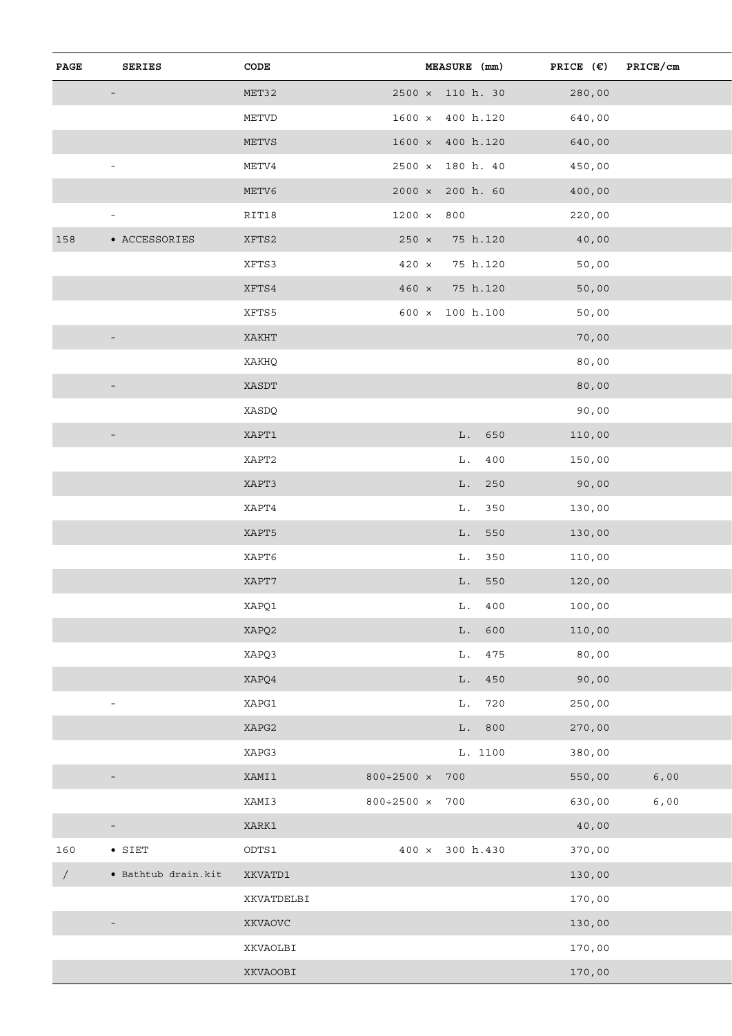| PAGE | SERIES | CODE | MEASURE (mm) | PRICE (€) | PRICE/cm |
|---|---|---|---|---|---|
| | - | MET32 | 2500 × 110 h. 30 | 280,00 | |
| | | METVD | 1600 × 400 h.120 | 640,00 | |
| | | METVS | 1600 × 400 h.120 | 640,00 | |
| | - | METV4 | 2500 × 180 h. 40 | 450,00 | |
| | | METV6 | 2000 × 200 h. 60 | 400,00 | |
| | - | RIT18 | 1200 × 800 | 220,00 | |
| 158 | • ACCESSORIES | XFTS2 | 250 × 75 h.120 | 40,00 | |
| | | XFTS3 | 420 × 75 h.120 | 50,00 | |
| | | XFTS4 | 460 × 75 h.120 | 50,00 | |
| | | XFTS5 | 600 × 100 h.100 | 50,00 | |
| | - | XAKHT | | 70,00 | |
| | | XAKHQ | | 80,00 | |
| | - | XASDT | | 80,00 | |
| | | XASDQ | | 90,00 | |
| | - | XAPT1 | L. 650 | 110,00 | |
| | | XAPT2 | L. 400 | 150,00 | |
| | | XAPT3 | L. 250 | 90,00 | |
| | | XAPT4 | L. 350 | 130,00 | |
| | | XAPT5 | L. 550 | 130,00 | |
| | | XAPT6 | L. 350 | 110,00 | |
| | | XAPT7 | L. 550 | 120,00 | |
| | | XAPQ1 | L. 400 | 100,00 | |
| | | XAPQ2 | L. 600 | 110,00 | |
| | | XAPQ3 | L. 475 | 80,00 | |
| | | XAPQ4 | L. 450 | 90,00 | |
| | - | XAPG1 | L. 720 | 250,00 | |
| | | XAPG2 | L. 800 | 270,00 | |
| | | XAPG3 | L. 1100 | 380,00 | |
| | - | XAMI1 | 800÷2500 × 700 | 550,00 | 6,00 |
| | | XAMI3 | 800÷2500 × 700 | 630,00 | 6,00 |
| | - | XARK1 | | 40,00 | |
| 160 | • SIET | ODTS1 | 400 × 300 h.430 | 370,00 | |
| / | • Bathtub drain.kit | XKVATD1 | | 130,00 | |
| | | XKVATDELBI | | 170,00 | |
| | - | XKVAOVC | | 130,00 | |
| | | XKVAOLBI | | 170,00 | |
| | | XKVAOOBI | | 170,00 | |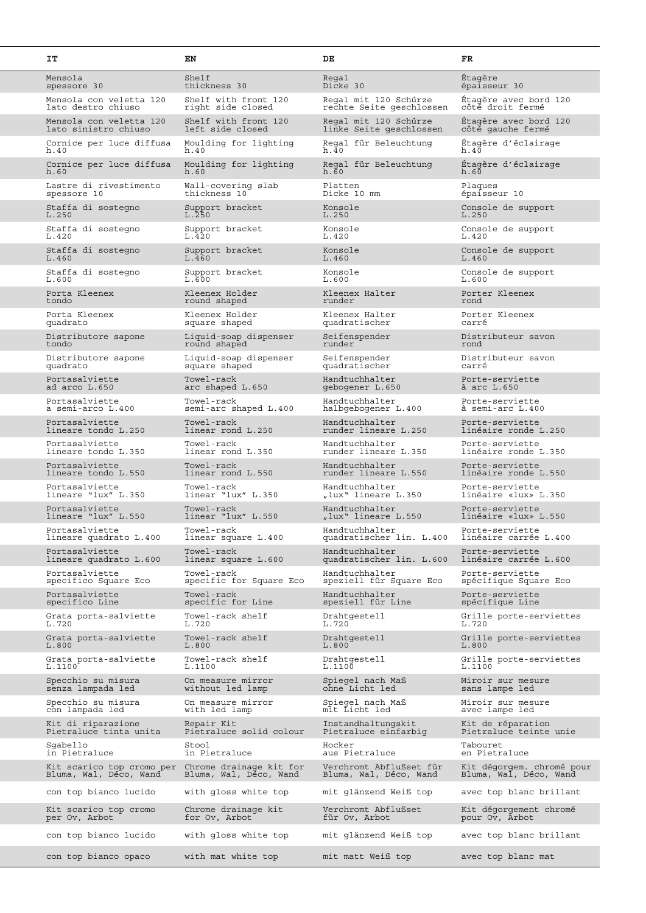| IT | EN | DE | FR |
|---|---|---|---|
| Mensola spessore 30 | Shelf thickness 30 | Regal Dicke 30 | Étagère épaisseur 30 |
| Mensola con veletta 120 lato destro chiuso | Shelf with front 120 right side closed | Regal mit 120 Schürze rechte Seite geschlossen | Étagère avec bord 120 côté droit fermé |
| Mensola con veletta 120 lato sinistro chiuso | Shelf with front 120 left side closed | Regal mit 120 Schürze linke Seite geschlossen | Étagère avec bord 120 côté gauche fermé |
| Cornice per luce diffusa h.40 | Moulding for lighting h.40 | Regal für Beleuchtung h.40 | Étagère d'éclairage h.40 |
| Cornice per luce diffusa h.60 | Moulding for lighting h.60 | Regal für Beleuchtung h.60 | Étagère d'éclairage h.60 |
| Lastre di rivestimento spessore 10 | Wall-covering slab thickness 10 | Platten Dicke 10 mm | Plaques épaisseur 10 |
| Staffa di sostegno L.250 | Support bracket L.250 | Konsole L.250 | Console de support L.250 |
| Staffa di sostegno L.420 | Support bracket L.420 | Konsole L.420 | Console de support L.420 |
| Staffa di sostegno L.460 | Support bracket L.460 | Konsole L.460 | Console de support L.460 |
| Staffa di sostegno L.600 | Support bracket L.600 | Konsole L.600 | Console de support L.600 |
| Porta Kleenex tondo | Kleenex Holder round shaped | Kleenex Halter runder | Porter Kleenex rond |
| Porta Kleenex quadrato | Kleenex Holder square shaped | Kleenex Halter quadratischer | Porter Kleenex carré |
| Distributore sapone tondo | Liquid-soap dispenser round shaped | Seifenspender runder | Distributeur savon rond |
| Distributore sapone quadrato | Liquid-soap dispenser square shaped | Seifenspender quadratischer | Distributeur savon carré |
| Portasalviette ad arco L.650 | Towel-rack arc shaped L.650 | Handtuchhalter gebogener L.650 | Porte-serviette à arc L.650 |
| Portasalviette a semi-arco L.400 | Towel-rack semi-arc shaped L.400 | Handtuchhalter halbgebogener L.400 | Porte-serviette à semi-arc L.400 |
| Portasalviette lineare tondo L.250 | Towel-rack linear rond L.250 | Handtuchhalter runder lineare L.250 | Porte-serviette linéaire ronde L.250 |
| Portasalviette lineare tondo L.350 | Towel-rack linear rond L.350 | Handtuchhalter runder lineare L.350 | Porte-serviette linéaire ronde L.350 |
| Portasalviette lineare tondo L.550 | Towel-rack linear rond L.550 | Handtuchhalter runder lineare L.550 | Porte-serviette linéaire ronde L.550 |
| Portasalviette lineare "lux" L.350 | Towel-rack linear "lux" L.350 | Handtuchhalter „lux" lineare L.350 | Porte-serviette linéaire «lux» L.350 |
| Portasalviette lineare "lux" L.550 | Towel-rack linear "lux" L.550 | Handtuchhalter „lux" lineare L.550 | Porte-serviette linéaire «lux» L.550 |
| Portasalviette lineare quadrato L.400 | Towel-rack linear square L.400 | Handtuchhalter quadratischer lin. L.400 | Porte-serviette linéaire carrée L.400 |
| Portasalviette lineare quadrato L.600 | Towel-rack linear square L.600 | Handtuchhalter quadratischer lin. L.600 | Porte-serviette linéaire carrée L.600 |
| Portasalviette specifico Square Eco | Towel-rack specific for Square Eco | Handtuchhalter speziell für Square Eco | Porte-serviette spécifique Square Eco |
| Portasalviette specifico Line | Towel-rack specific for Line | Handtuchhalter speziell für Line | Porte-serviette spécifique Line |
| Grata porta-salviette L.720 | Towel-rack shelf L.720 | Drahtgestell L.720 | Grille porte-serviettes L.720 |
| Grata porta-salviette L.800 | Towel-rack shelf L.800 | Drahtgestell L.800 | Grille porte-serviettes L.800 |
| Grata porta-salviette L.1100 | Towel-rack shelf L.1100 | Drahtgestell L.1100 | Grille porte-serviettes L.1100 |
| Specchio su misura senza lampada led | On measure mirror without led lamp | Spiegel nach Maß ohne Licht led | Miroir sur mesure sans lampe led |
| Specchio su misura con lampada led | On measure mirror with led lamp | Spiegel nach Maß mit Licht led | Miroir sur mesure avec lampe led |
| Kit di riparazione Pietraluce tinta unita | Repair Kit Pietraluce solid colour | Instandhaltungskit Pietraluce einfarbig | Kit de réparation Pietraluce teinte unie |
| Sgabello in Pietraluce | Stool in Pietraluce | Hocker aus Pietraluce | Tabouret en Pietraluce |
| Kit scarico top cromo per Bluma, Wal, Déco, Wand | Chrome drainage kit for Bluma, Wal, Déco, Wand | Verchromt Abflußset für Bluma, Wal, Déco, Wand | Kit dégorgem. chromé pour Bluma, Wal, Déco, Wand |
| con top bianco lucido | with gloss white top | mit glänzend Weiß top | avec top blanc brillant |
| Kit scarico top cromo per Ov, Arbot | Chrome drainage kit for Ov, Arbot | Verchromt Abflußset für Ov, Arbot | Kit dégorgement chromé pour Ov, Arbot |
| con top bianco lucido | with gloss white top | mit glänzend Weiß top | avec top blanc brillant |
| con top bianco opaco | with mat white top | mit matt Weiß top | avec top blanc mat |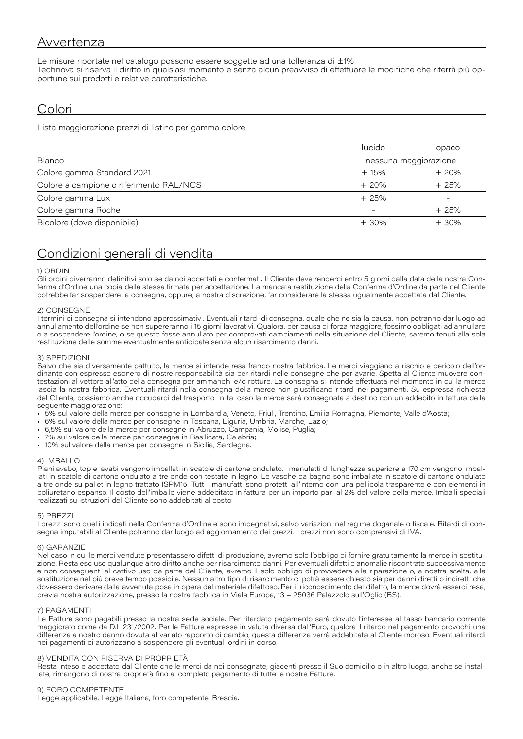## Avvertenza

Le misure riportate nel catalogo possono essere soggette ad una tolleranza di ±1%
Technova si riserva il diritto in qualsiasi momento e senza alcun preavviso di effettuare le modifiche che riterrà più opportune sui prodotti e relative caratteristiche.

## Colori

Lista maggiorazione prezzi di listino per gamma colore

| | lucido | opaco |
|---|---|---|
| Bianco | nessuna maggiorazione | |
| Colore gamma Standard 2021 | + 15% | + 20% |
| Colore a campione o riferimento RAL/NCS | + 20% | + 25% |
| Colore gamma Lux | + 25% | - |
| Colore gamma Roche | - | + 25% |
| Bicolore (dove disponibile) | + 30% | + 30% |

## Condizioni generali di vendita

1) ORDINI
Gli ordini diverranno definitivi solo se da noi accettati e confermati. Il Cliente deve renderci entro 5 giorni dalla data della nostra Conferma d'Ordine una copia della stessa firmata per accettazione. La mancata restituzione della Conferma d'Ordine da parte del Cliente potrebbe far sospendere la consegna, oppure, a nostra discrezione, far considerare la stessa ugualmente accettata dal Cliente.

2) CONSEGNE
I termini di consegna si intendono approssimativi. Eventuali ritardi di consegna, quale che ne sia la causa, non potranno dar luogo ad annullamento dell'ordine se non supereranno i 15 giorni lavorativi. Qualora, per causa di forza maggiore, fossimo obbligati ad annullare o a sospendere l'ordine, o se questo fosse annullato per comprovati cambiamenti nella situazione del Cliente, saremo tenuti alla sola restituzione delle somme eventualmente anticipate senza alcun risarcimento danni.

3) SPEDIZIONI
Salvo che sia diversamente pattuito, la merce si intende resa franco nostra fabbrica. Le merci viaggiano a rischio e pericolo dell'ordinante con espresso esonero di nostre responsabilità sia per ritardi nelle consegne che per avarie. Spetta al Cliente muovere contestazioni al vettore all'atto della consegna per ammanchi e/o rotture. La consegna si intende effettuata nel momento in cui la merce lascia la nostra fabbrica. Eventuali ritardi nella consegna della merce non giustificano ritardi nei pagamenti. Su espressa richiesta del Cliente, possiamo anche occuparci del trasporto. In tal caso la merce sarà consegnata a destino con un addebito in fattura della seguente maggiorazione:

- 5% sul valore della merce per consegne in Lombardia, Veneto, Friuli, Trentino, Emilia Romagna, Piemonte, Valle d'Aosta;
- 6% sul valore della merce per consegne in Toscana, Liguria, Umbria, Marche, Lazio;
- 6,5% sul valore della merce per consegne in Abruzzo, Campania, Molise, Puglia;
- 7% sul valore della merce per consegne in Basilicata, Calabria;
- 10% sul valore della merce per consegne in Sicilia, Sardegna.

4) IMBALLO
Pianilavabo, top e lavabi vengono imballati in scatole di cartone ondulato. I manufatti di lunghezza superiore a 170 cm vengono imballati in scatole di cartone ondulato a tre onde con testate in legno. Le vasche da bagno sono imballate in scatole di cartone ondulato a tre onde su pallet in legno trattato ISPM15. Tutti i manufatti sono protetti all'interno con una pellicola trasparente e con elementi in poliuretano espanso. Il costo dell'imballo viene addebitato in fattura per un importo pari al 2% del valore della merce. Imballi speciali realizzati su istruzioni del Cliente sono addebitati al costo.

5) PREZZI
I prezzi sono quelli indicati nella Conferma d'Ordine e sono impegnativi, salvo variazioni nel regime doganale o fiscale. Ritardi di consegna imputabili al Cliente potranno dar luogo ad aggiornamento dei prezzi. I prezzi non sono comprensivi di IVA.

6) GARANZIE
Nel caso in cui le merci vendute presentassero difetti di produzione, avremo solo l'obbligo di fornire gratuitamente la merce in sostituzione. Resta escluso qualunque altro diritto anche per risarcimento danni. Per eventuali difetti o anomalie riscontrate successivamente e non conseguenti al cattivo uso da parte del Cliente, avremo il solo obbligo di provvedere alla riparazione o, a nostra scelta, alla sostituzione nel più breve tempo possibile. Nessun altro tipo di risarcimento ci potrà essere chiesto sia per danni diretti o indiretti che dovessero derivare dalla avvenuta posa in opera del materiale difettoso. Per il riconoscimento del difetto, la merce dovrà esserci resa, previa nostra autorizzazione, presso la nostra fabbrica in Viale Europa, 13 – 25036 Palazzolo sull'Oglio (BS).

7) PAGAMENTI
Le Fatture sono pagabili presso la nostra sede sociale. Per ritardato pagamento sarà dovuto l'interesse al tasso bancario corrente maggiorato come da D.L.231/2002. Per le Fatture espresse in valuta diversa dall'Euro, qualora il ritardo nel pagamento provochi una differenza a nostro danno dovuta al variato rapporto di cambio, questa differenza verrà addebitata al Cliente moroso. Eventuali ritardi nei pagamenti ci autorizzano a sospendere gli eventuali ordini in corso.

8) VENDITA CON RISERVA DI PROPRIETÀ
Resta inteso e accettato dal Cliente che le merci da noi consegnate, giacenti presso il Suo domicilio o in altro luogo, anche se installate, rimangono di nostra proprietà fino al completo pagamento di tutte le nostre Fatture.

9) FORO COMPETENTE
Legge applicabile, Legge Italiana, foro competente, Brescia.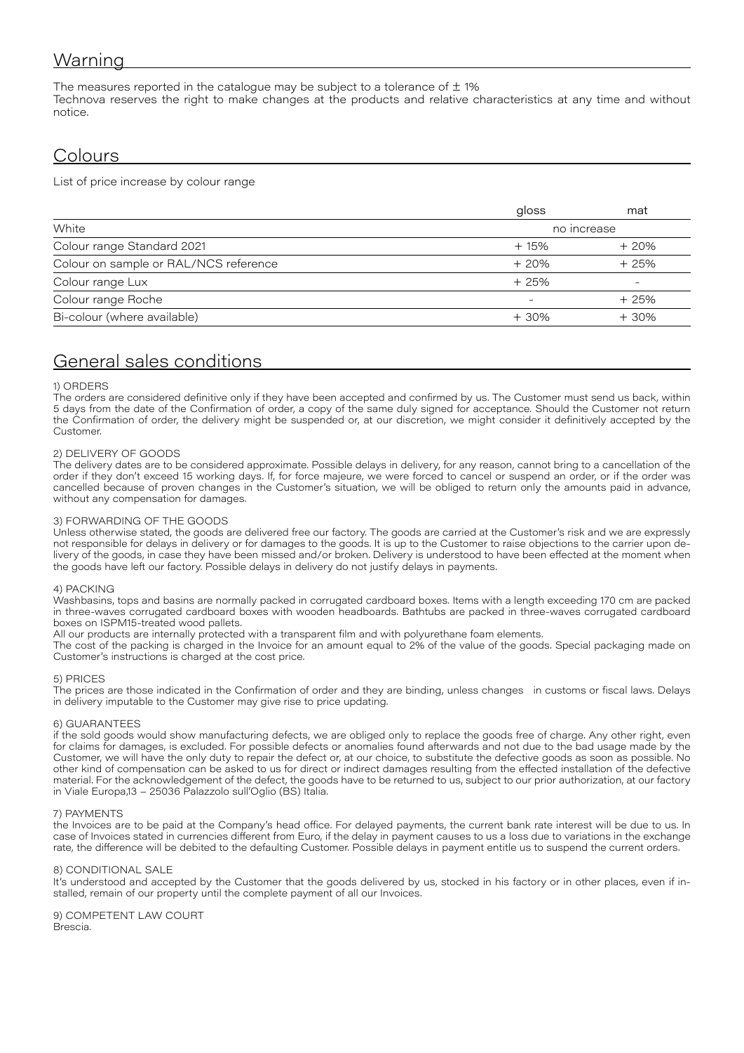## Warning

The measures reported in the catalogue may be subject to a tolerance of ± 1%
Technova reserves the right to make changes at the products and relative characteristics at any time and without notice.

## Colours

List of price increase by colour range

| | gloss | mat |
|---|---|---|
| White | no increase | |
| Colour range Standard 2021 | + 15% | + 20% |
| Colour on sample or RAL/NCS reference | + 20% | + 25% |
| Colour range Lux | + 25% | - |
| Colour range Roche | - | + 25% |
| Bi-colour (where available) | + 30% | + 30% |

## General sales conditions

1) ORDERS
The orders are considered definitive only if they have been accepted and confirmed by us. The Customer must send us back, within 5 days from the date of the Confirmation of order, a copy of the same duly signed for acceptance. Should the Customer not return the Confirmation of order, the delivery might be suspended or, at our discretion, we might consider it definitively accepted by the Customer.

2) DELIVERY OF GOODS
The delivery dates are to be considered approximate. Possible delays in delivery, for any reason, cannot bring to a cancellation of the order if they don't exceed 15 working days. If, for force majeure, we were forced to cancel or suspend an order, or if the order was cancelled because of proven changes in the Customer's situation, we will be obliged to return only the amounts paid in advance, without any compensation for damages.

3) FORWARDING OF THE GOODS
Unless otherwise stated, the goods are delivered free our factory. The goods are carried at the Customer's risk and we are expressly not responsible for delays in delivery or for damages to the goods. It is up to the Customer to raise objections to the carrier upon delivery of the goods, in case they have been missed and/or broken. Delivery is understood to have been effected at the moment when the goods have left our factory. Possible delays in delivery do not justify delays in payments.

4) PACKING
Washbasins, tops and basins are normally packed in corrugated cardboard boxes. Items with a length exceeding 170 cm are packed in three-waves corrugated cardboard boxes with wooden headboards. Bathtubs are packed in three-waves corrugated cardboard boxes on ISPM15-treated wood pallets.
All our products are internally protected with a transparent film and with polyurethane foam elements.
The cost of the packing is charged in the Invoice for an amount equal to 2% of the value of the goods. Special packaging made on Customer's instructions is charged at the cost price.

5) PRICES
The prices are those indicated in the Confirmation of order and they are binding, unless changes in customs or fiscal laws. Delays in delivery imputable to the Customer may give rise to price updating.

6) GUARANTEES
if the sold goods would show manufacturing defects, we are obliged only to replace the goods free of charge. Any other right, even for claims for damages, is excluded. For possible defects or anomalies found afterwards and not due to the bad usage made by the Customer, we will have the only duty to repair the defect or, at our choice, to substitute the defective goods as soon as possible. No other kind of compensation can be asked to us for direct or indirect damages resulting from the effected installation of the defective material. For the acknowledgement of the defect, the goods have to be returned to us, subject to our prior authorization, at our factory in Viale Europa,13 – 25036 Palazzolo sull'Oglio (BS) Italia.

7) PAYMENTS
the Invoices are to be paid at the Company's head office. For delayed payments, the current bank rate interest will be due to us. In case of Invoices stated in currencies different from Euro, if the delay in payment causes to us a loss due to variations in the exchange rate, the difference will be debited to the defaulting Customer. Possible delays in payment entitle us to suspend the current orders.

8) CONDITIONAL SALE
It's understood and accepted by the Customer that the goods delivered by us, stocked in his factory or in other places, even if installed, remain of our property until the complete payment of all our Invoices.

9) COMPETENT LAW COURT
Brescia.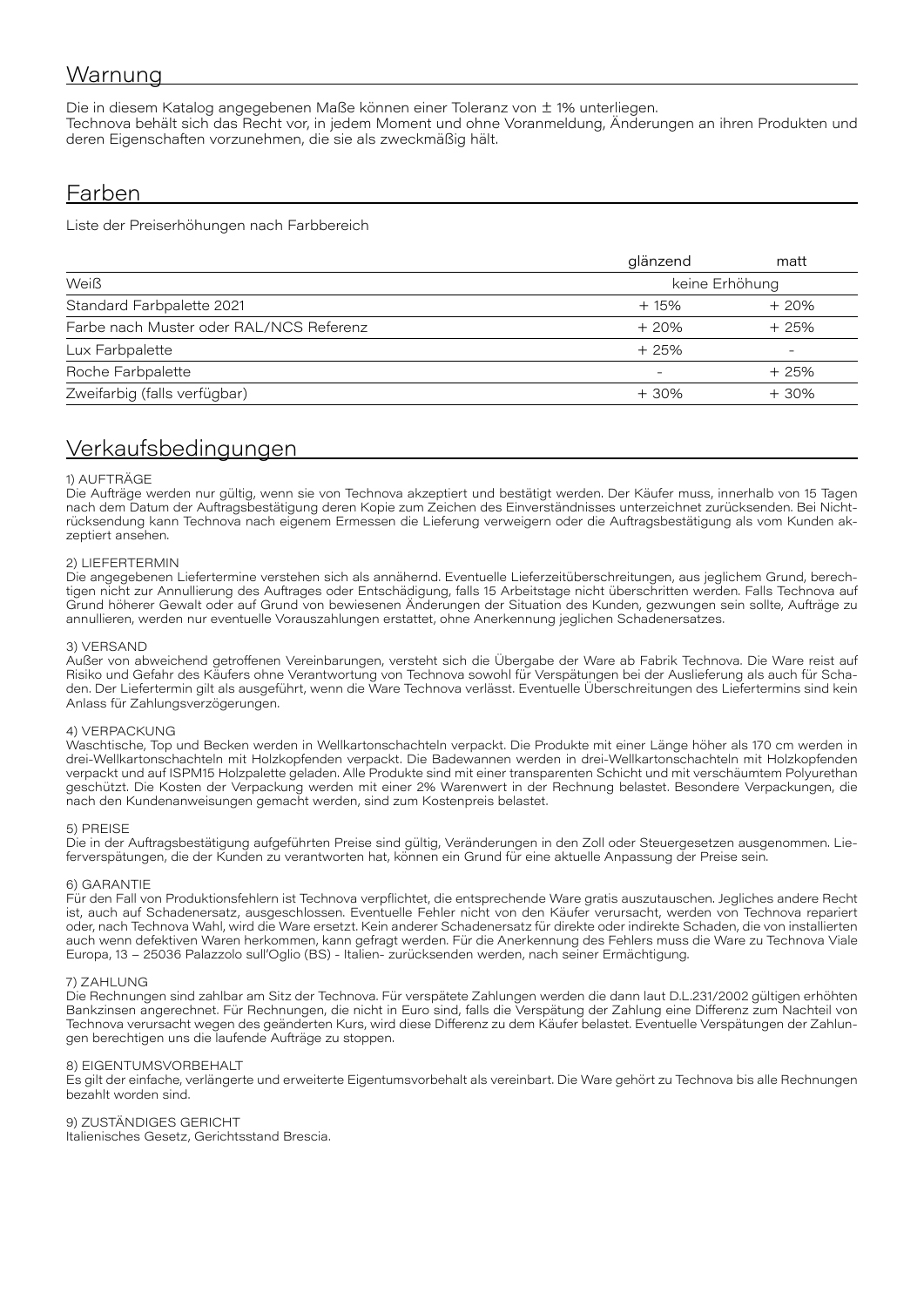## Warnung

Die in diesem Katalog angegebenen Maße können einer Toleranz von ± 1% unterliegen.
Technova behält sich das Recht vor, in jedem Moment und ohne Voranmeldung, Änderungen an ihren Produkten und deren Eigenschaften vorzunehmen, die sie als zweckmäßig hält.

## Farben

Liste der Preiserhöhungen nach Farbbereich

| | glänzend | matt |
|---|---|---|
| Weiß | keine Erhöhung | |
| Standard Farbpalette 2021 | + 15% | + 20% |
| Farbe nach Muster oder RAL/NCS Referenz | + 20% | + 25% |
| Lux Farbpalette | + 25% | - |
| Roche Farbpalette | - | + 25% |
| Zweifarbig (falls verfügbar) | + 30% | + 30% |

## Verkaufsbedingungen

1) AUFTRÄGE
Die Aufträge werden nur gültig, wenn sie von Technova akzeptiert und bestätigt werden. Der Käufer muss, innerhalb von 15 Tagen nach dem Datum der Auftragsbestätigung deren Kopie zum Zeichen des Einverständnisses unterzeichnet zurücksenden. Bei Nichtrücksendung kann Technova nach eigenem Ermessen die Lieferung verweigern oder die Auftragsbestätigung als vom Kunden akzeptiert ansehen.

2) LIEFERTERMIN
Die angegebenen Liefertermine verstehen sich als annähernd. Eventuelle Lieferzeitüberschreitungen, aus jeglichem Grund, berechtigen nicht zur Annullierung des Auftrages oder Entschädigung, falls 15 Arbeitstage nicht überschritten werden. Falls Technova auf Grund höherer Gewalt oder auf Grund von bewiesenen Änderungen der Situation des Kunden, gezwungen sein sollte, Aufträge zu annullieren, werden nur eventuelle Vorauszahlungen erstattet, ohne Anerkennung jeglichen Schadenersatzes.

3) VERSAND
Außer von abweichend getroffenen Vereinbarungen, versteht sich die Übergabe der Ware ab Fabrik Technova. Die Ware reist auf Risiko und Gefahr des Käufers ohne Verantwortung von Technova sowohl für Verspätungen bei der Auslieferung als auch für Schaden. Der Liefertermin gilt als ausgeführt, wenn die Ware Technova verlässt. Eventuelle Überschreitungen des Liefertermins sind kein Anlass für Zahlungsverzögerungen.

4) VERPACKUNG
Waschtische, Top und Becken werden in Wellkartonschachteln verpackt. Die Produkte mit einer Länge höher als 170 cm werden in drei-Wellkartonschachteln mit Holzkopfenden verpackt. Die Badewannen werden in drei-Wellkartonschachteln mit Holzkopfenden verpackt und auf ISPM15 Holzpalette geladen. Alle Produkte sind mit einer transparenten Schicht und mit verschäumtem Polyurethan geschützt. Die Kosten der Verpackung werden mit einer 2% Warenwert in der Rechnung belastet. Besondere Verpackungen, die nach den Kundenanweisungen gemacht werden, sind zum Kostenpreis belastet.

5) PREISE
Die in der Auftragsbestätigung aufgeführten Preise sind gültig, Veränderungen in den Zoll oder Steuergesetzen ausgenommen. Lieferverspätungen, die der Kunden zu verantworten hat, können ein Grund für eine aktuelle Anpassung der Preise sein.

6) GARANTIE
Für den Fall von Produktionsfehlern ist Technova verpflichtet, die entsprechende Ware gratis auszutauschen. Jegliches andere Recht ist, auch auf Schadenersatz, ausgeschlossen. Eventuelle Fehler nicht von den Käufer verursacht, werden von Technova repariert oder, nach Technova Wahl, wird die Ware ersetzt. Kein anderer Schadenersatz für direkte oder indirekte Schaden, die von installierten auch wenn defektiven Waren herkommen, kann gefragt werden. Für die Anerkennung des Fehlers muss die Ware zu Technova Viale Europa, 13 – 25036 Palazzolo sull'Oglio (BS) - Italien- zurücksenden werden, nach seiner Ermächtigung.

7) ZAHLUNG
Die Rechnungen sind zahlbar am Sitz der Technova. Für verspätete Zahlungen werden die dann laut D.L.231/2002 gültigen erhöhten Bankzinsen angerechnet. Für Rechnungen, die nicht in Euro sind, falls die Verspätung der Zahlung eine Differenz zum Nachteil von Technova verursacht wegen des geänderten Kurs, wird diese Differenz zu dem Käufer belastet. Eventuelle Verspätungen der Zahlungen berechtigen uns die laufende Aufträge zu stoppen.

8) EIGENTUMSVORBEHALT
Es gilt der einfache, verlängerte und erweiterte Eigentumsvorbehalt als vereinbart. Die Ware gehört zu Technova bis alle Rechnungen bezahlt worden sind.

9) ZUSTÄNDIGES GERICHT
Italienisches Gesetz, Gerichtsstand Brescia.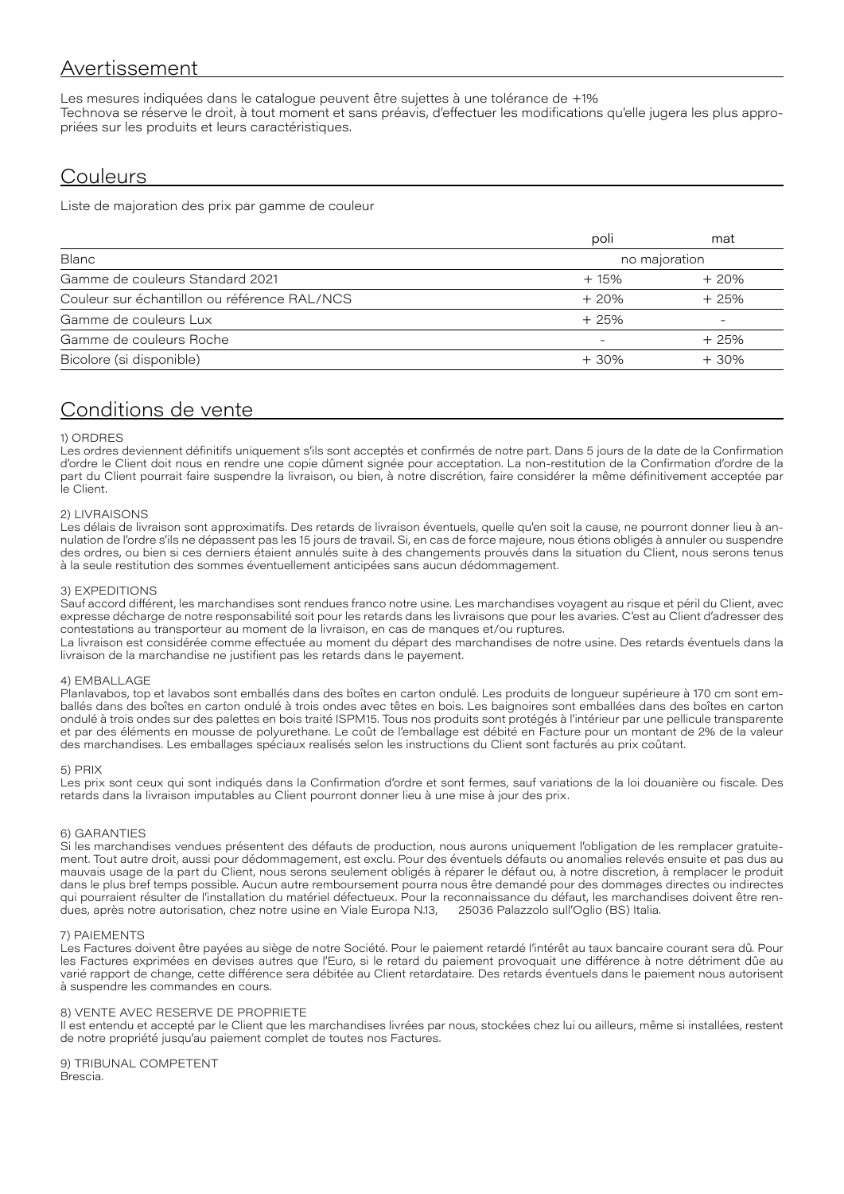## Avertissement

Les mesures indiquées dans le catalogue peuvent être sujettes à une tolérance de +1%
Technova se réserve le droit, à tout moment et sans préavis, d'effectuer les modifications qu'elle jugera les plus appropriées sur les produits et leurs caractéristiques.

## Couleurs

Liste de majoration des prix par gamme de couleur

| | poli | mat |
|---|---|---|
| Blanc | no majoration | |
| Gamme de couleurs Standard 2021 | + 15% | + 20% |
| Couleur sur échantillon ou référence RAL/NCS | + 20% | + 25% |
| Gamme de couleurs Lux | + 25% | - |
| Gamme de couleurs Roche | - | + 25% |
| Bicolore (si disponible) | + 30% | + 30% |

## Conditions de vente

1) ORDRES
Les ordres deviennent définitifs uniquement s'ils sont acceptés et confirmés de notre part. Dans 5 jours de la date de la Confirmation d'ordre le Client doit nous en rendre une copie dûment signée pour acceptation. La non-restitution de la Confirmation d'ordre de la part du Client pourrait faire suspendre la livraison, ou bien, à notre discrétion, faire considérer la même définitivement acceptée par le Client.

2) LIVRAISONS
Les délais de livraison sont approximatifs. Des retards de livraison éventuels, quelle qu'en soit la cause, ne pourront donner lieu à annulation de l'ordre s'ils ne dépassent pas les 15 jours de travail. Si, en cas de force majeure, nous étions obligés à annuler ou suspendre des ordres, ou bien si ces derniers étaient annulés suite à des changements prouvés dans la situation du Client, nous serons tenus à la seule restitution des sommes éventuellement anticipées sans aucun dédommagement.

3) EXPEDITIONS
Sauf accord différent, les marchandises sont rendues franco notre usine. Les marchandises voyagent au risque et péril du Client, avec expresse décharge de notre responsabilité soit pour les retards dans les livraisons que pour les avaries. C'est au Client d'adresser des contestations au transporteur au moment de la livraison, en cas de manques et/ou ruptures.
La livraison est considérée comme effectuée au moment du départ des marchandises de notre usine. Des retards éventuels dans la livraison de la marchandise ne justifient pas les retards dans le payement.

4) EMBALLAGE
Planlavabos, top et lavabos sont emballés dans des boîtes en carton ondulé. Les produits de longueur supérieure à 170 cm sont emballés dans des boîtes en carton ondulé à trois ondes avec têtes en bois. Les baignoires sont emballées dans des boîtes en carton ondulé à trois ondes sur des palettes en bois traité ISPM15. Tous nos produits sont protégés à l'intérieur par une pellicule transparente et par des éléments en mousse de polyurethane. Le coût de l'emballage est débité en Facture pour un montant de 2% de la valeur des marchandises. Les emballages spéciaux realisés selon les instructions du Client sont facturés au prix coûtant.

5) PRIX
Les prix sont ceux qui sont indiqués dans la Confirmation d'ordre et sont fermes, sauf variations de la loi douanière ou fiscale. Des retards dans la livraison imputables au Client pourront donner lieu à une mise à jour des prix.

6) GARANTIES
Si les marchandises vendues présentent des défauts de production, nous aurons uniquement l'obligation de les remplacer gratuitement. Tout autre droit, aussi pour dédommagement, est exclu. Pour des éventuels défauts ou anomalies relevés ensuite et pas dus au mauvais usage de la part du Client, nous serons seulement obligés à réparer le défaut ou, à notre discretion, à remplacer le produit dans le plus bref temps possible. Aucun autre remboursement pourra nous être demandé pour des dommages directes ou indirectes qui pourraient résulter de l'installation du matériel défectueux. Pour la reconnaissance du défaut, les marchandises doivent être rendues, après notre autorisation, chez notre usine en Viale Europa N.13, 25036 Palazzolo sull'Oglio (BS) Italia.

7) PAIEMENTS
Les Factures doivent être payées au siège de notre Société. Pour le paiement retardé l'intérêt au taux bancaire courant sera dû. Pour les Factures exprimées en devises autres que l'Euro, si le retard du paiement provoquait une différence à notre détriment dûe au varié rapport de change, cette différence sera débitée au Client retardataire. Des retards éventuels dans le paiement nous autorisent à suspendre les commandes en cours.

8) VENTE AVEC RESERVE DE PROPRIETE
Il est entendu et accepté par le Client que les marchandises livrées par nous, stockées chez lui ou ailleurs, même si installées, restent de notre propriété jusqu'au paiement complet de toutes nos Factures.

9) TRIBUNAL COMPETENT
Brescia.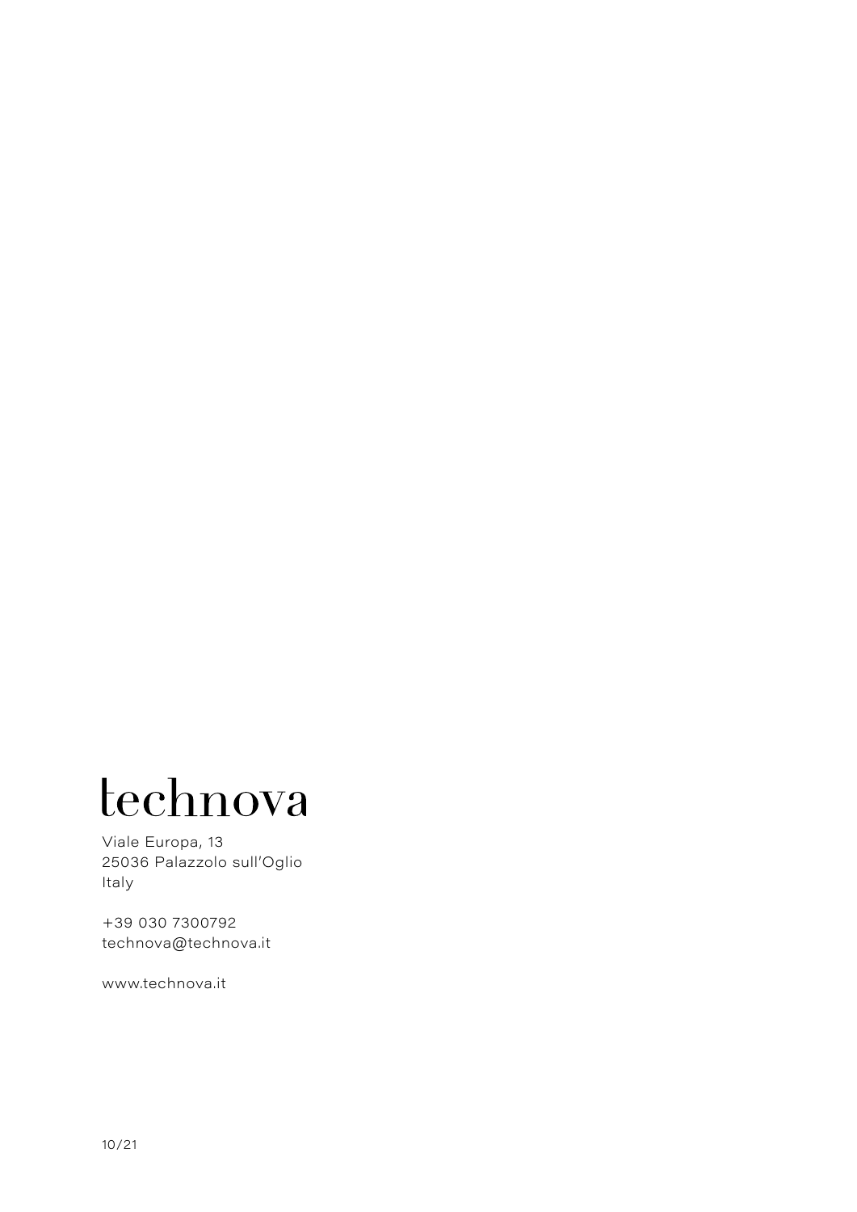technova

Viale Europa, 13
25036 Palazzolo sull'Oglio
Italy

+39 030 7300792
technova@technova.it

www.technova.it

10/21